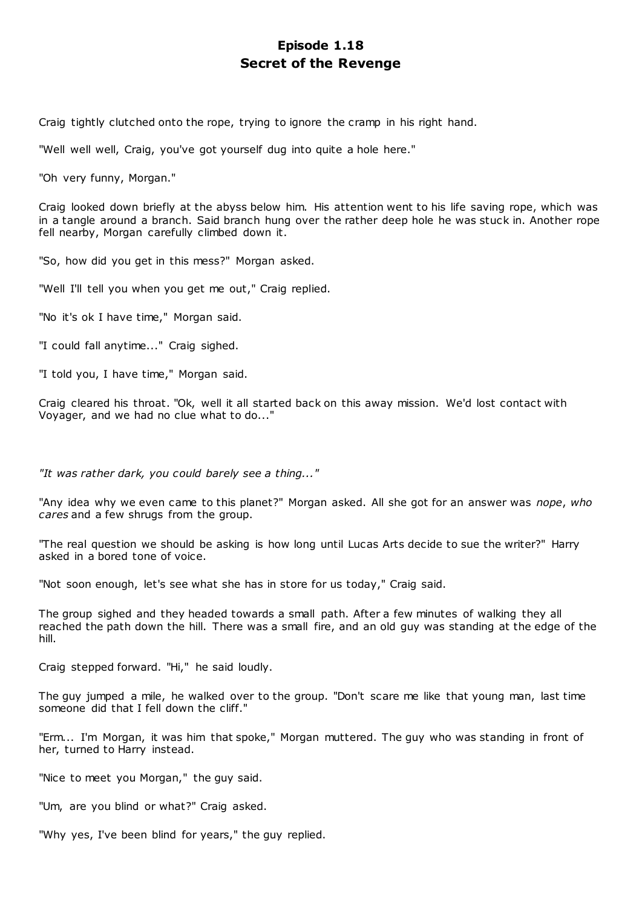# Episode 1.18
## Secret of the Revenge

Craig tightly clutched onto the rope, trying to ignore the cramp in his right hand.

"Well well well, Craig, you've got yourself dug into quite a hole here."

"Oh very funny, Morgan."

Craig looked down briefly at the abyss below him. His attention went to his life saving rope, which was in a tangle around a branch. Said branch hung over the rather deep hole he was stuck in. Another rope fell nearby, Morgan carefully climbed down it.

"So, how did you get in this mess?" Morgan asked.

"Well I'll tell you when you get me out," Craig replied.

"No it's ok I have time," Morgan said.

"I could fall anytime..." Craig sighed.

"I told you, I have time," Morgan said.

Craig cleared his throat. "Ok, well it all started back on this away mission. We'd lost contact with Voyager, and we had no clue what to do..."

*"It was rather dark, you could barely see a thing..."*

"Any idea why we even came to this planet?" Morgan asked. All she got for an answer was *nope*, *who cares* and a few shrugs from the group.

"The real question we should be asking is how long until Lucas Arts decide to sue the writer?" Harry asked in a bored tone of voice.

"Not soon enough, let's see what she has in store for us today," Craig said.

The group sighed and they headed towards a small path. After a few minutes of walking they all reached the path down the hill. There was a small fire, and an old guy was standing at the edge of the hill.

Craig stepped forward. "Hi," he said loudly.

The guy jumped a mile, he walked over to the group. "Don't scare me like that young man, last time someone did that I fell down the cliff."

"Erm... I'm Morgan, it was him that spoke," Morgan muttered. The guy who was standing in front of her, turned to Harry instead.

"Nice to meet you Morgan," the guy said.

"Um, are you blind or what?" Craig asked.

"Why yes, I've been blind for years," the guy replied.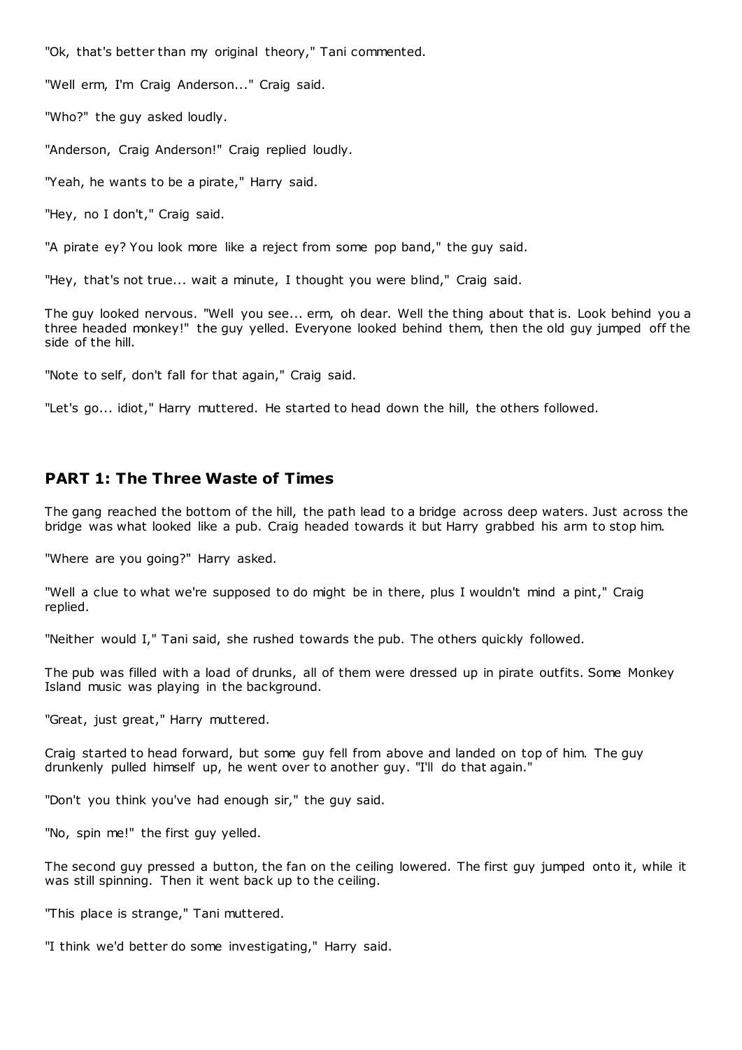"Ok, that's better than my original theory," Tani commented.

"Well erm, I'm Craig Anderson..." Craig said.

"Who?" the guy asked loudly.

"Anderson, Craig Anderson!" Craig replied loudly.

"Yeah, he wants to be a pirate," Harry said.

"Hey, no I don't," Craig said.

"A pirate ey? You look more like a reject from some pop band," the guy said.

"Hey, that's not true... wait a minute, I thought you were blind," Craig said.

The guy looked nervous. "Well you see... erm, oh dear. Well the thing about that is. Look behind you a three headed monkey!" the guy yelled. Everyone looked behind them, then the old guy jumped off the side of the hill.

"Note to self, don't fall for that again," Craig said.

"Let's go... idiot," Harry muttered. He started to head down the hill, the others followed.

## PART 1: The Three Waste of Times

The gang reached the bottom of the hill, the path lead to a bridge across deep waters. Just across the bridge was what looked like a pub. Craig headed towards it but Harry grabbed his arm to stop him.

"Where are you going?" Harry asked.

"Well a clue to what we're supposed to do might be in there, plus I wouldn't mind a pint," Craig replied.

"Neither would I," Tani said, she rushed towards the pub. The others quickly followed.

The pub was filled with a load of drunks, all of them were dressed up in pirate outfits. Some Monkey Island music was playing in the background.

"Great, just great," Harry muttered.

Craig started to head forward, but some guy fell from above and landed on top of him. The guy drunkenly pulled himself up, he went over to another guy. "I'll do that again."

"Don't you think you've had enough sir," the guy said.

"No, spin me!" the first guy yelled.

The second guy pressed a button, the fan on the ceiling lowered. The first guy jumped onto it, while it was still spinning. Then it went back up to the ceiling.

"This place is strange," Tani muttered.

"I think we'd better do some investigating," Harry said.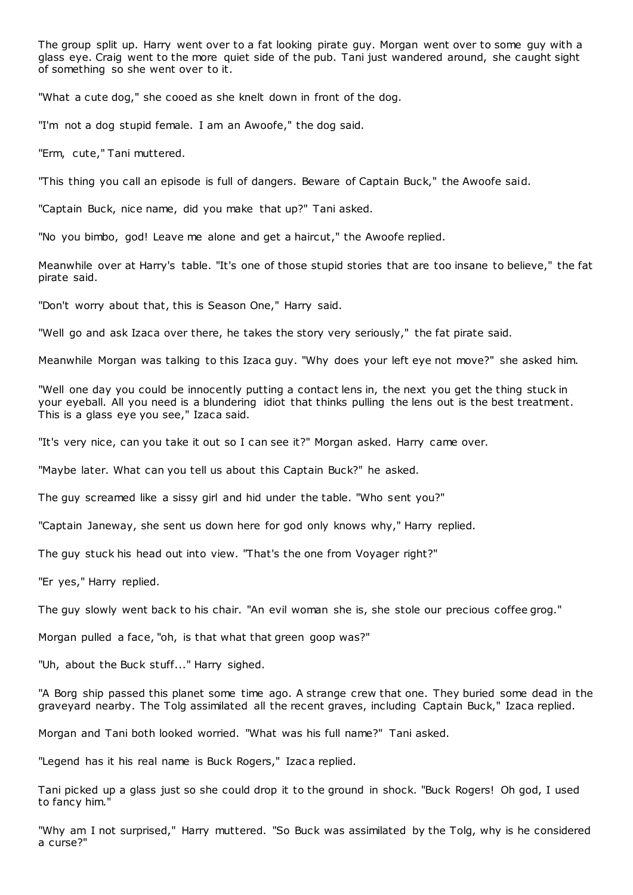The group split up. Harry went over to a fat looking pirate guy. Morgan went over to some guy with a glass eye. Craig went to the more quiet side of the pub. Tani just wandered around, she caught sight of something so she went over to it.

"What a cute dog," she cooed as she knelt down in front of the dog.

"I'm not a dog stupid female. I am an Awoofe," the dog said.

"Erm, cute," Tani muttered.

"This thing you call an episode is full of dangers. Beware of Captain Buck," the Awoofe said.

"Captain Buck, nice name, did you make that up?" Tani asked.

"No you bimbo, god! Leave me alone and get a haircut," the Awoofe replied.

Meanwhile over at Harry's table. "It's one of those stupid stories that are too insane to believe," the fat pirate said.

"Don't worry about that, this is Season One," Harry said.

"Well go and ask Izaca over there, he takes the story very seriously," the fat pirate said.

Meanwhile Morgan was talking to this Izaca guy. "Why does your left eye not move?" she asked him.

"Well one day you could be innocently putting a contact lens in, the next you get the thing stuck in your eyeball. All you need is a blundering idiot that thinks pulling the lens out is the best treatment. This is a glass eye you see," Izaca said.

"It's very nice, can you take it out so I can see it?" Morgan asked. Harry came over.

"Maybe later. What can you tell us about this Captain Buck?" he asked.

The guy screamed like a sissy girl and hid under the table. "Who sent you?"

"Captain Janeway, she sent us down here for god only knows why," Harry replied.

The guy stuck his head out into view. "That's the one from Voyager right?"

"Er yes," Harry replied.

The guy slowly went back to his chair. "An evil woman she is, she stole our precious coffee grog."

Morgan pulled a face, "oh, is that what that green goop was?"

"Uh, about the Buck stuff..." Harry sighed.

"A Borg ship passed this planet some time ago. A strange crew that one. They buried some dead in the graveyard nearby. The Tolg assimilated all the recent graves, including Captain Buck," Izaca replied.

Morgan and Tani both looked worried. "What was his full name?" Tani asked.

"Legend has it his real name is Buck Rogers," Izaca replied.

Tani picked up a glass just so she could drop it to the ground in shock. "Buck Rogers! Oh god, I used to fancy him."

"Why am I not surprised," Harry muttered. "So Buck was assimilated by the Tolg, why is he considered a curse?"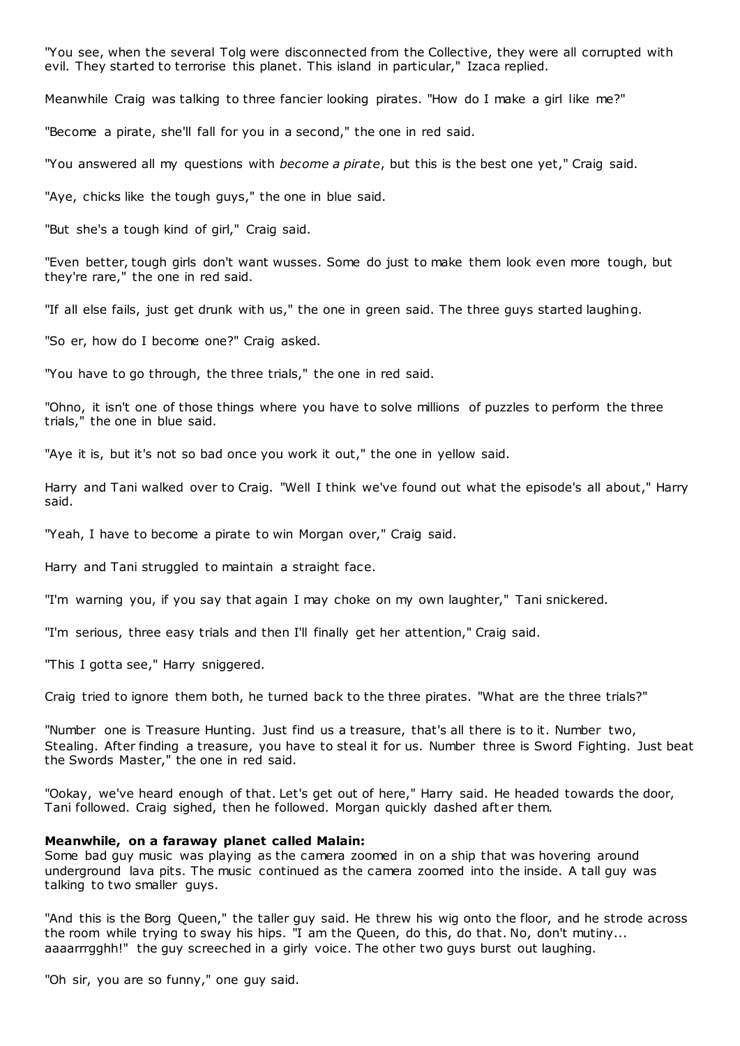"You see, when the several Tolg were disconnected from the Collective, they were all corrupted with evil. They started to terrorise this planet. This island in particular," Izaca replied.

Meanwhile Craig was talking to three fancier looking pirates. "How do I make a girl like me?"

"Become a pirate, she'll fall for you in a second," the one in red said.

"You answered all my questions with *become a pirate*, but this is the best one yet," Craig said.

"Aye, chicks like the tough guys," the one in blue said.

"But she's a tough kind of girl," Craig said.

"Even better, tough girls don't want wusses. Some do just to make them look even more tough, but they're rare," the one in red said.

"If all else fails, just get drunk with us," the one in green said. The three guys started laughing.

"So er, how do I become one?" Craig asked.

"You have to go through, the three trials," the one in red said.

"Ohno, it isn't one of those things where you have to solve millions of puzzles to perform the three trials," the one in blue said.

"Aye it is, but it's not so bad once you work it out," the one in yellow said.

Harry and Tani walked over to Craig. "Well I think we've found out what the episode's all about," Harry said.

"Yeah, I have to become a pirate to win Morgan over," Craig said.

Harry and Tani struggled to maintain a straight face.

"I'm warning you, if you say that again I may choke on my own laughter," Tani snickered.

"I'm serious, three easy trials and then I'll finally get her attention," Craig said.

"This I gotta see," Harry sniggered.

Craig tried to ignore them both, he turned back to the three pirates. "What are the three trials?"

"Number one is Treasure Hunting. Just find us a treasure, that's all there is to it. Number two, Stealing. After finding a treasure, you have to steal it for us. Number three is Sword Fighting. Just beat the Swords Master," the one in red said.

"Ookay, we've heard enough of that. Let's get out of here," Harry said. He headed towards the door, Tani followed. Craig sighed, then he followed. Morgan quickly dashed after them.

**Meanwhile, on a faraway planet called Malain:**
Some bad guy music was playing as the camera zoomed in on a ship that was hovering around underground lava pits. The music continued as the camera zoomed into the inside. A tall guy was talking to two smaller guys.

"And this is the Borg Queen," the taller guy said. He threw his wig onto the floor, and he strode across the room while trying to sway his hips. "I am the Queen, do this, do that. No, don't mutiny... aaaarrrgghh!" the guy screeched in a girly voice. The other two guys burst out laughing.

"Oh sir, you are so funny," one guy said.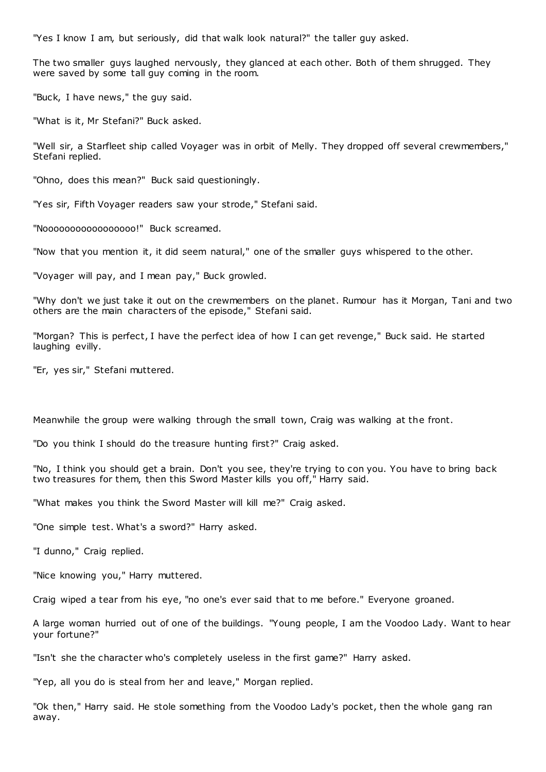"Yes I know I am, but seriously, did that walk look natural?" the taller guy asked.

The two smaller guys laughed nervously, they glanced at each other. Both of them shrugged. They were saved by some tall guy coming in the room.

"Buck, I have news," the guy said.

"What is it, Mr Stefani?" Buck asked.

"Well sir, a Starfleet ship called Voyager was in orbit of Melly. They dropped off several crewmembers," Stefani replied.

"Ohno, does this mean?" Buck said questioningly.

"Yes sir, Fifth Voyager readers saw your strode," Stefani said.

"Nooooooooooooooooo!" Buck screamed.

"Now that you mention it, it did seem natural," one of the smaller guys whispered to the other.

"Voyager will pay, and I mean pay," Buck growled.

"Why don't we just take it out on the crewmembers on the planet. Rumour has it Morgan, Tani and two others are the main characters of the episode," Stefani said.

"Morgan? This is perfect, I have the perfect idea of how I can get revenge," Buck said. He started laughing evilly.

"Er, yes sir," Stefani muttered.

Meanwhile the group were walking through the small town, Craig was walking at the front.

"Do you think I should do the treasure hunting first?" Craig asked.

"No, I think you should get a brain. Don't you see, they're trying to con you. You have to bring back two treasures for them, then this Sword Master kills you off," Harry said.

"What makes you think the Sword Master will kill me?" Craig asked.

"One simple test. What's a sword?" Harry asked.

"I dunno," Craig replied.

"Nice knowing you," Harry muttered.

Craig wiped a tear from his eye, "no one's ever said that to me before." Everyone groaned.

A large woman hurried out of one of the buildings. "Young people, I am the Voodoo Lady. Want to hear your fortune?"

"Isn't she the character who's completely useless in the first game?" Harry asked.

"Yep, all you do is steal from her and leave," Morgan replied.

"Ok then," Harry said. He stole something from the Voodoo Lady's pocket, then the whole gang ran away.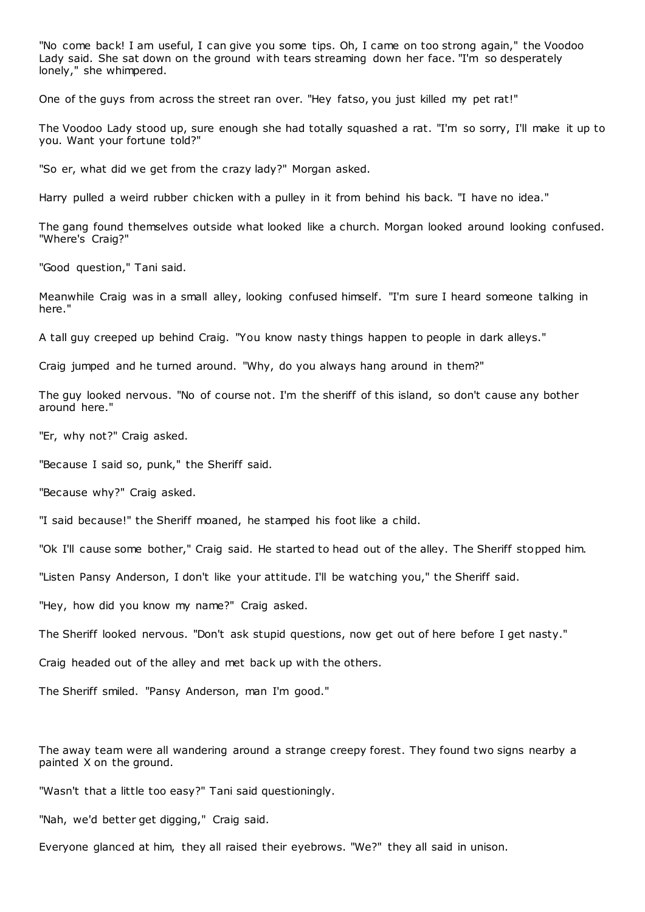"No come back! I am useful, I can give you some tips. Oh, I came on too strong again," the Voodoo Lady said. She sat down on the ground with tears streaming down her face. "I'm so desperately lonely," she whimpered.

One of the guys from across the street ran over. "Hey fatso, you just killed my pet rat!"

The Voodoo Lady stood up, sure enough she had totally squashed a rat. "I'm so sorry, I'll make it up to you. Want your fortune told?"

"So er, what did we get from the crazy lady?" Morgan asked.

Harry pulled a weird rubber chicken with a pulley in it from behind his back. "I have no idea."

The gang found themselves outside what looked like a church. Morgan looked around looking confused. "Where's Craig?"

"Good question," Tani said.

Meanwhile Craig was in a small alley, looking confused himself. "I'm sure I heard someone talking in here."

A tall guy creeped up behind Craig. "You know nasty things happen to people in dark alleys."

Craig jumped and he turned around. "Why, do you always hang around in them?"

The guy looked nervous. "No of course not. I'm the sheriff of this island, so don't cause any bother around here."

"Er, why not?" Craig asked.

"Because I said so, punk," the Sheriff said.

"Because why?" Craig asked.

"I said because!" the Sheriff moaned, he stamped his foot like a child.

"Ok I'll cause some bother," Craig said. He started to head out of the alley. The Sheriff stopped him.

"Listen Pansy Anderson, I don't like your attitude. I'll be watching you," the Sheriff said.

"Hey, how did you know my name?" Craig asked.

The Sheriff looked nervous. "Don't ask stupid questions, now get out of here before I get nasty."

Craig headed out of the alley and met back up with the others.

The Sheriff smiled. "Pansy Anderson, man I'm good."

The away team were all wandering around a strange creepy forest. They found two signs nearby a painted X on the ground.

"Wasn't that a little too easy?" Tani said questioningly.

"Nah, we'd better get digging," Craig said.

Everyone glanced at him, they all raised their eyebrows. "We?" they all said in unison.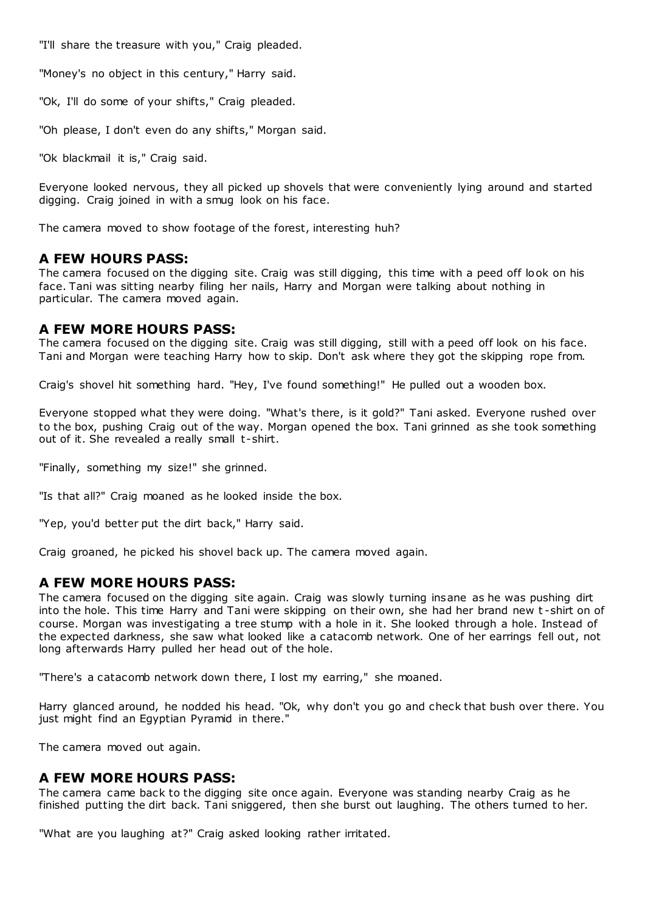"I'll share the treasure with you," Craig pleaded.

"Money's no object in this century," Harry said.

"Ok, I'll do some of your shifts," Craig pleaded.

"Oh please, I don't even do any shifts," Morgan said.

"Ok blackmail it is," Craig said.

Everyone looked nervous, they all picked up shovels that were conveniently lying around and started digging. Craig joined in with a smug look on his face.

The camera moved to show footage of the forest, interesting huh?

## A FEW HOURS PASS:

The camera focused on the digging site. Craig was still digging, this time with a peed off look on his face. Tani was sitting nearby filing her nails, Harry and Morgan were talking about nothing in particular. The camera moved again.

## A FEW MORE HOURS PASS:

The camera focused on the digging site. Craig was still digging, still with a peed off look on his face. Tani and Morgan were teaching Harry how to skip. Don't ask where they got the skipping rope from.

Craig's shovel hit something hard. "Hey, I've found something!" He pulled out a wooden box.

Everyone stopped what they were doing. "What's there, is it gold?" Tani asked. Everyone rushed over to the box, pushing Craig out of the way. Morgan opened the box. Tani grinned as she took something out of it. She revealed a really small t-shirt.

"Finally, something my size!" she grinned.

"Is that all?" Craig moaned as he looked inside the box.

"Yep, you'd better put the dirt back," Harry said.

Craig groaned, he picked his shovel back up. The camera moved again.

## A FEW MORE HOURS PASS:

The camera focused on the digging site again. Craig was slowly turning insane as he was pushing dirt into the hole. This time Harry and Tani were skipping on their own, she had her brand new t-shirt on of course. Morgan was investigating a tree stump with a hole in it. She looked through a hole. Instead of the expected darkness, she saw what looked like a catacomb network. One of her earrings fell out, not long afterwards Harry pulled her head out of the hole.

"There's a catacomb network down there, I lost my earring," she moaned.

Harry glanced around, he nodded his head. "Ok, why don't you go and check that bush over there. You just might find an Egyptian Pyramid in there."

The camera moved out again.

## A FEW MORE HOURS PASS:

The camera came back to the digging site once again. Everyone was standing nearby Craig as he finished putting the dirt back. Tani sniggered, then she burst out laughing. The others turned to her.

"What are you laughing at?" Craig asked looking rather irritated.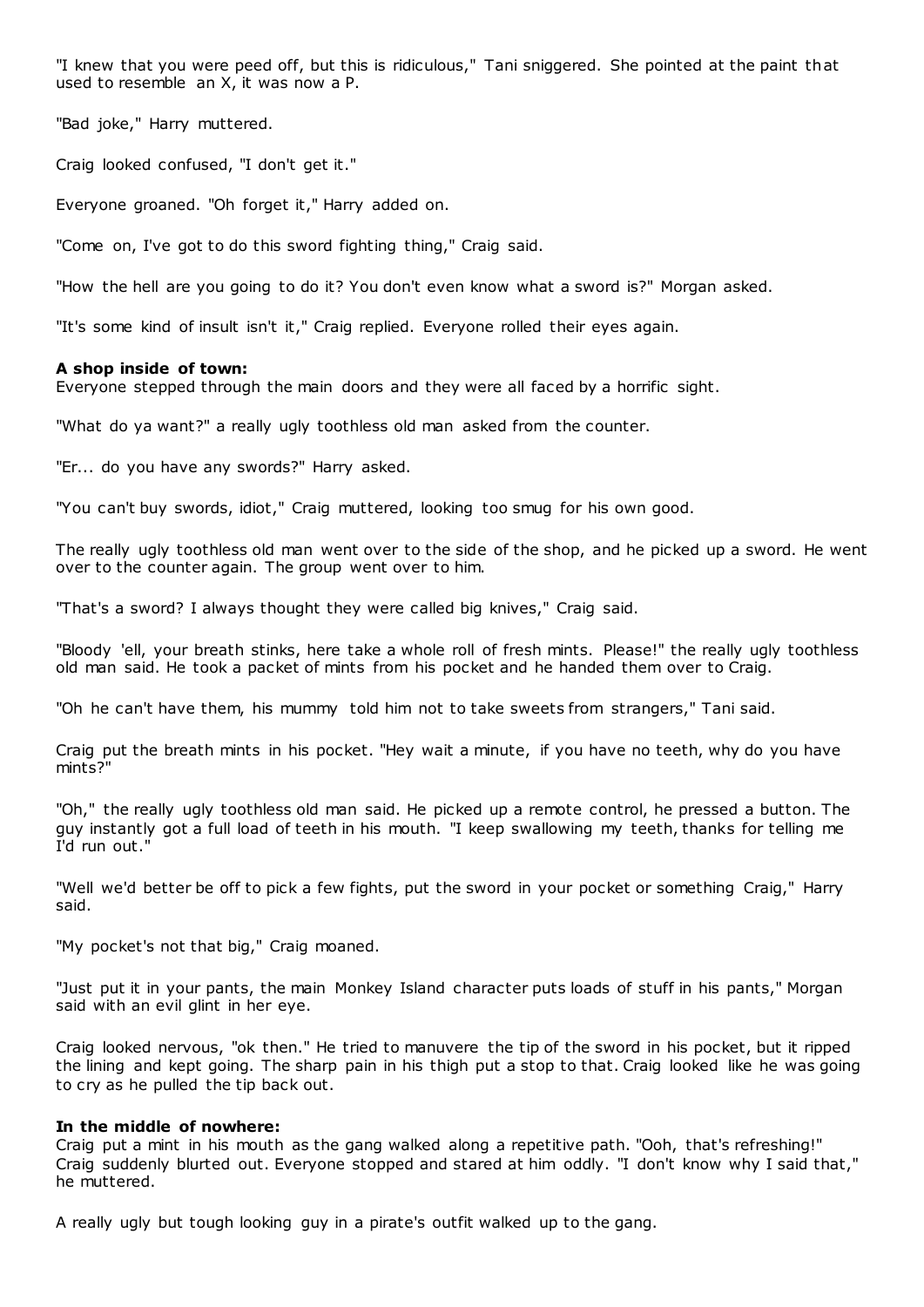"I knew that you were peed off, but this is ridiculous," Tani sniggered. She pointed at the paint that used to resemble an X, it was now a P.

"Bad joke," Harry muttered.

Craig looked confused, "I don't get it."

Everyone groaned. "Oh forget it," Harry added on.

"Come on, I've got to do this sword fighting thing," Craig said.

"How the hell are you going to do it? You don't even know what a sword is?" Morgan asked.

"It's some kind of insult isn't it," Craig replied. Everyone rolled their eyes again.

**A shop inside of town:**
Everyone stepped through the main doors and they were all faced by a horrific sight.

"What do ya want?" a really ugly toothless old man asked from the counter.

"Er... do you have any swords?" Harry asked.

"You can't buy swords, idiot," Craig muttered, looking too smug for his own good.

The really ugly toothless old man went over to the side of the shop, and he picked up a sword. He went over to the counter again. The group went over to him.

"That's a sword? I always thought they were called big knives," Craig said.

"Bloody 'ell, your breath stinks, here take a whole roll of fresh mints. Please!" the really ugly toothless old man said. He took a packet of mints from his pocket and he handed them over to Craig.

"Oh he can't have them, his mummy told him not to take sweets from strangers," Tani said.

Craig put the breath mints in his pocket. "Hey wait a minute, if you have no teeth, why do you have mints?"

"Oh," the really ugly toothless old man said. He picked up a remote control, he pressed a button. The guy instantly got a full load of teeth in his mouth. "I keep swallowing my teeth, thanks for telling me I'd run out."

"Well we'd better be off to pick a few fights, put the sword in your pocket or something Craig," Harry said.

"My pocket's not that big," Craig moaned.

"Just put it in your pants, the main Monkey Island character puts loads of stuff in his pants," Morgan said with an evil glint in her eye.

Craig looked nervous, "ok then." He tried to manuvere the tip of the sword in his pocket, but it ripped the lining and kept going. The sharp pain in his thigh put a stop to that. Craig looked like he was going to cry as he pulled the tip back out.

**In the middle of nowhere:**
Craig put a mint in his mouth as the gang walked along a repetitive path. "Ooh, that's refreshing!" Craig suddenly blurted out. Everyone stopped and stared at him oddly. "I don't know why I said that," he muttered.

A really ugly but tough looking guy in a pirate's outfit walked up to the gang.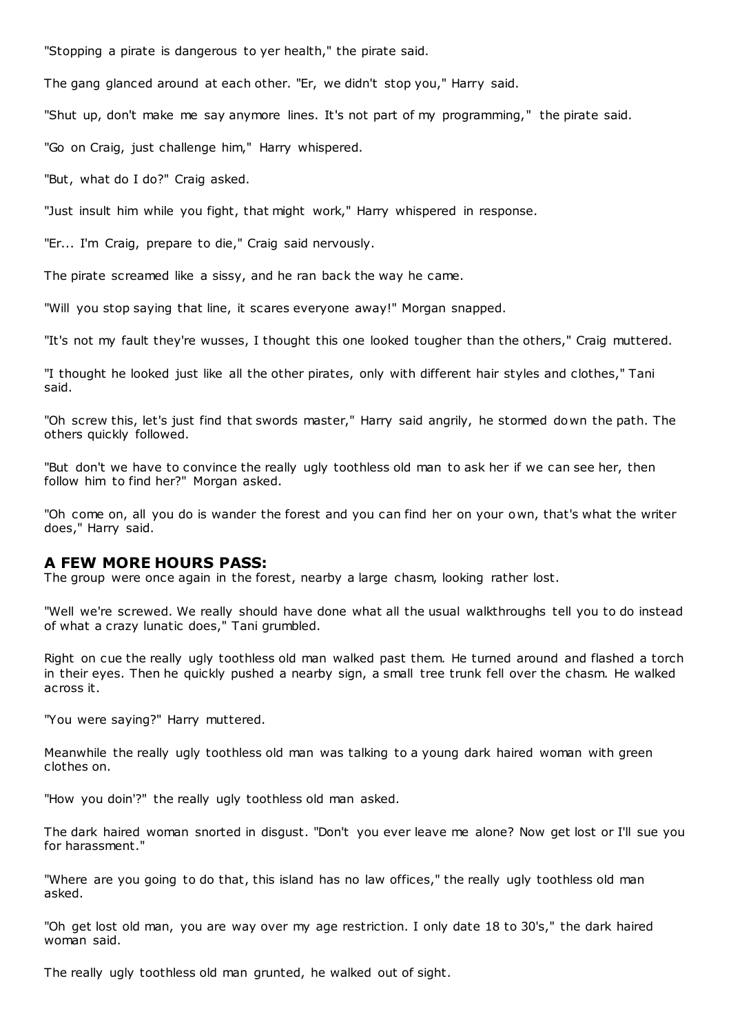"Stopping a pirate is dangerous to yer health," the pirate said.

The gang glanced around at each other. "Er, we didn't stop you," Harry said.

"Shut up, don't make me say anymore lines. It's not part of my programming," the pirate said.

"Go on Craig, just challenge him," Harry whispered.

"But, what do I do?" Craig asked.

"Just insult him while you fight, that might work," Harry whispered in response.

"Er... I'm Craig, prepare to die," Craig said nervously.

The pirate screamed like a sissy, and he ran back the way he came.

"Will you stop saying that line, it scares everyone away!" Morgan snapped.

"It's not my fault they're wusses, I thought this one looked tougher than the others," Craig muttered.

"I thought he looked just like all the other pirates, only with different hair styles and clothes," Tani said.

"Oh screw this, let's just find that swords master," Harry said angrily, he stormed down the path. The others quickly followed.

"But don't we have to convince the really ugly toothless old man to ask her if we can see her, then follow him to find her?" Morgan asked.

"Oh come on, all you do is wander the forest and you can find her on your own, that's what the writer does," Harry said.

## A FEW MORE HOURS PASS:

The group were once again in the forest, nearby a large chasm, looking rather lost.

"Well we're screwed. We really should have done what all the usual walkthroughs tell you to do instead of what a crazy lunatic does," Tani grumbled.

Right on cue the really ugly toothless old man walked past them. He turned around and flashed a torch in their eyes. Then he quickly pushed a nearby sign, a small tree trunk fell over the chasm. He walked across it.

"You were saying?" Harry muttered.

Meanwhile the really ugly toothless old man was talking to a young dark haired woman with green clothes on.

"How you doin'?" the really ugly toothless old man asked.

The dark haired woman snorted in disgust. "Don't you ever leave me alone? Now get lost or I'll sue you for harassment."

"Where are you going to do that, this island has no law offices," the really ugly toothless old man asked.

"Oh get lost old man, you are way over my age restriction. I only date 18 to 30's," the dark haired woman said.

The really ugly toothless old man grunted, he walked out of sight.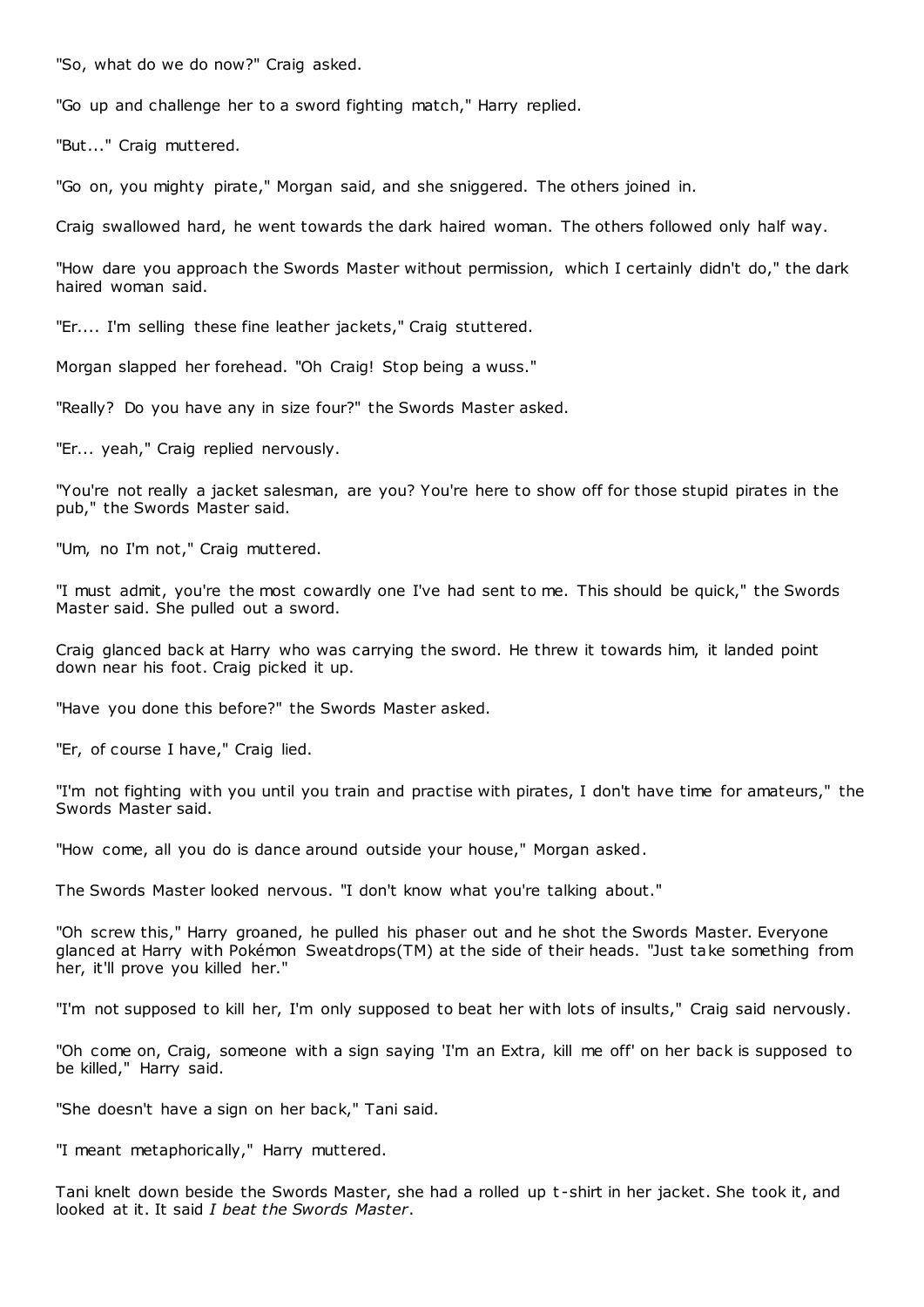"So, what do we do now?" Craig asked.

"Go up and challenge her to a sword fighting match," Harry replied.

"But..." Craig muttered.

"Go on, you mighty pirate," Morgan said, and she sniggered. The others joined in.

Craig swallowed hard, he went towards the dark haired woman. The others followed only half way.

"How dare you approach the Swords Master without permission, which I certainly didn't do," the dark haired woman said.

"Er.... I'm selling these fine leather jackets," Craig stuttered.

Morgan slapped her forehead. "Oh Craig! Stop being a wuss."

"Really? Do you have any in size four?" the Swords Master asked.

"Er... yeah," Craig replied nervously.

"You're not really a jacket salesman, are you? You're here to show off for those stupid pirates in the pub," the Swords Master said.

"Um, no I'm not," Craig muttered.

"I must admit, you're the most cowardly one I've had sent to me. This should be quick," the Swords Master said. She pulled out a sword.

Craig glanced back at Harry who was carrying the sword. He threw it towards him, it landed point down near his foot. Craig picked it up.

"Have you done this before?" the Swords Master asked.

"Er, of course I have," Craig lied.

"I'm not fighting with you until you train and practise with pirates, I don't have time for amateurs," the Swords Master said.

"How come, all you do is dance around outside your house," Morgan asked.

The Swords Master looked nervous. "I don't know what you're talking about."

"Oh screw this," Harry groaned, he pulled his phaser out and he shot the Swords Master. Everyone glanced at Harry with Pokémon Sweatdrops(TM) at the side of their heads. "Just take something from her, it'll prove you killed her."

"I'm not supposed to kill her, I'm only supposed to beat her with lots of insults," Craig said nervously.

"Oh come on, Craig, someone with a sign saying 'I'm an Extra, kill me off' on her back is supposed to be killed," Harry said.

"She doesn't have a sign on her back," Tani said.

"I meant metaphorically," Harry muttered.

Tani knelt down beside the Swords Master, she had a rolled up t-shirt in her jacket. She took it, and looked at it. It said *I beat the Swords Master*.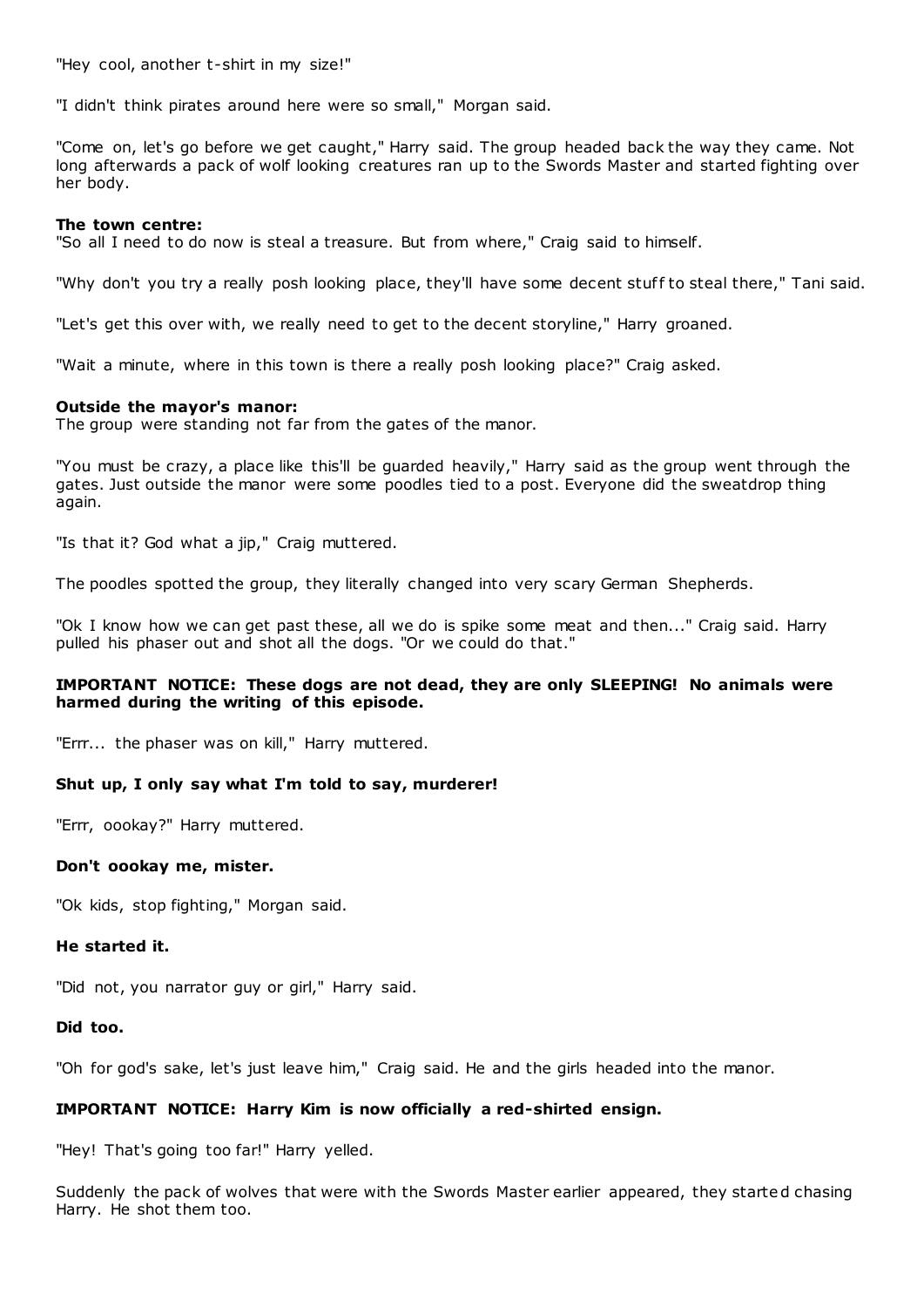"Hey cool, another t-shirt in my size!"

"I didn't think pirates around here were so small," Morgan said.

"Come on, let's go before we get caught," Harry said. The group headed back the way they came. Not long afterwards a pack of wolf looking creatures ran up to the Swords Master and started fighting over her body.

**The town centre:**
"So all I need to do now is steal a treasure. But from where," Craig said to himself.

"Why don't you try a really posh looking place, they'll have some decent stuff to steal there," Tani said.

"Let's get this over with, we really need to get to the decent storyline," Harry groaned.

"Wait a minute, where in this town is there a really posh looking place?" Craig asked.

**Outside the mayor's manor:**
The group were standing not far from the gates of the manor.

"You must be crazy, a place like this'll be guarded heavily," Harry said as the group went through the gates. Just outside the manor were some poodles tied to a post. Everyone did the sweatdrop thing again.

"Is that it? God what a jip," Craig muttered.

The poodles spotted the group, they literally changed into very scary German Shepherds.

"Ok I know how we can get past these, all we do is spike some meat and then..." Craig said. Harry pulled his phaser out and shot all the dogs. "Or we could do that."

**IMPORTANT NOTICE: These dogs are not dead, they are only SLEEPING! No animals were harmed during the writing of this episode.**

"Errr... the phaser was on kill," Harry muttered.

**Shut up, I only say what I'm told to say, murderer!**

"Errr, oookay?" Harry muttered.

**Don't oookay me, mister.**

"Ok kids, stop fighting," Morgan said.

**He started it.**

"Did not, you narrator guy or girl," Harry said.

**Did too.**

"Oh for god's sake, let's just leave him," Craig said. He and the girls headed into the manor.

**IMPORTANT NOTICE: Harry Kim is now officially a red-shirted ensign.**

"Hey! That's going too far!" Harry yelled.

Suddenly the pack of wolves that were with the Swords Master earlier appeared, they started chasing Harry. He shot them too.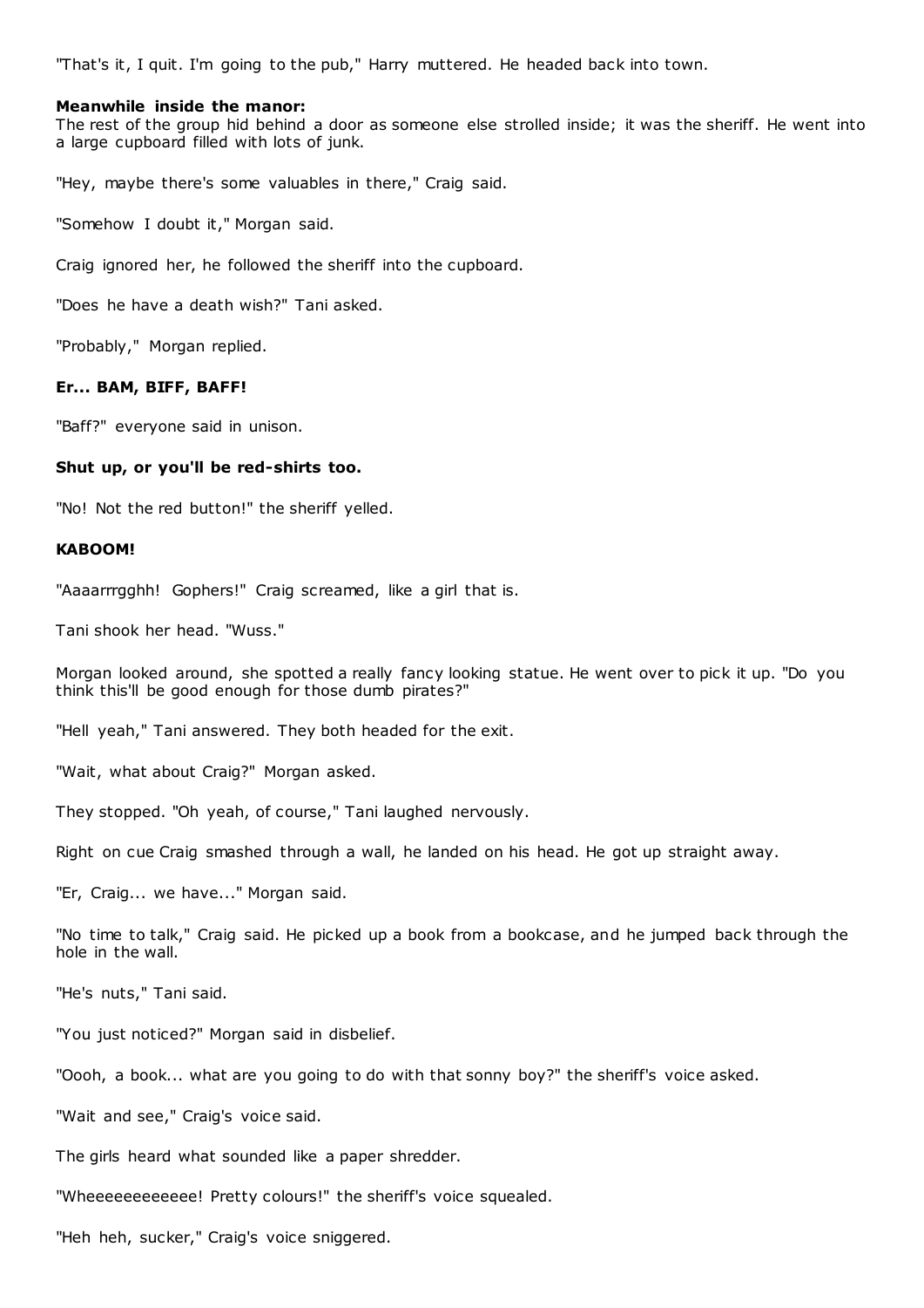"That's it, I quit. I'm going to the pub," Harry muttered. He headed back into town.

**Meanwhile inside the manor:**
The rest of the group hid behind a door as someone else strolled inside; it was the sheriff. He went into a large cupboard filled with lots of junk.

"Hey, maybe there's some valuables in there," Craig said.

"Somehow I doubt it," Morgan said.

Craig ignored her, he followed the sheriff into the cupboard.

"Does he have a death wish?" Tani asked.

"Probably," Morgan replied.

**Er... BAM, BIFF, BAFF!**

"Baff?" everyone said in unison.

**Shut up, or you'll be red-shirts too.**

"No! Not the red button!" the sheriff yelled.

**KABOOM!**

"Aaaarrrgghh! Gophers!" Craig screamed, like a girl that is.

Tani shook her head. "Wuss."

Morgan looked around, she spotted a really fancy looking statue. He went over to pick it up. "Do you think this'll be good enough for those dumb pirates?"

"Hell yeah," Tani answered. They both headed for the exit.

"Wait, what about Craig?" Morgan asked.

They stopped. "Oh yeah, of course," Tani laughed nervously.

Right on cue Craig smashed through a wall, he landed on his head. He got up straight away.

"Er, Craig... we have..." Morgan said.

"No time to talk," Craig said. He picked up a book from a bookcase, and he jumped back through the hole in the wall.

"He's nuts," Tani said.

"You just noticed?" Morgan said in disbelief.

"Oooh, a book... what are you going to do with that sonny boy?" the sheriff's voice asked.

"Wait and see," Craig's voice said.

The girls heard what sounded like a paper shredder.

"Wheeeeeeeeeeee! Pretty colours!" the sheriff's voice squealed.

"Heh heh, sucker," Craig's voice sniggered.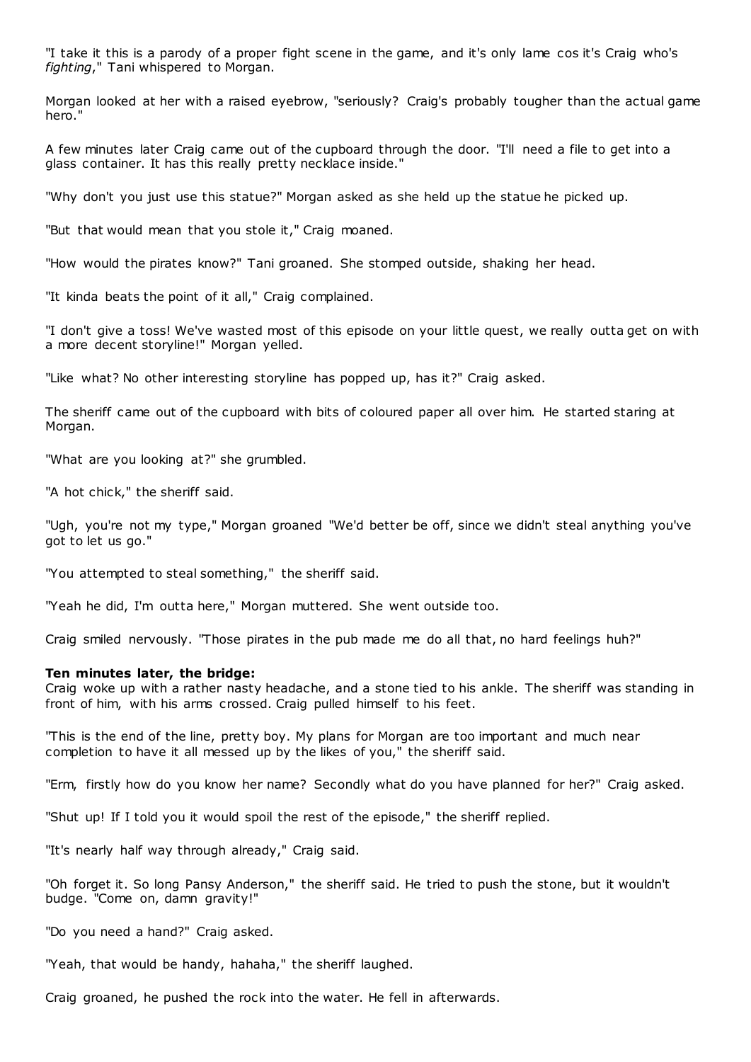"I take it this is a parody of a proper fight scene in the game, and it's only lame cos it's Craig who's *fighting*," Tani whispered to Morgan.

Morgan looked at her with a raised eyebrow, "seriously? Craig's probably tougher than the actual game hero."

A few minutes later Craig came out of the cupboard through the door. "I'll need a file to get into a glass container. It has this really pretty necklace inside."

"Why don't you just use this statue?" Morgan asked as she held up the statue he picked up.

"But that would mean that you stole it," Craig moaned.

"How would the pirates know?" Tani groaned. She stomped outside, shaking her head.

"It kinda beats the point of it all," Craig complained.

"I don't give a toss! We've wasted most of this episode on your little quest, we really outta get on with a more decent storyline!" Morgan yelled.

"Like what? No other interesting storyline has popped up, has it?" Craig asked.

The sheriff came out of the cupboard with bits of coloured paper all over him. He started staring at Morgan.

"What are you looking at?" she grumbled.

"A hot chick," the sheriff said.

"Ugh, you're not my type," Morgan groaned "We'd better be off, since we didn't steal anything you've got to let us go."

"You attempted to steal something," the sheriff said.

"Yeah he did, I'm outta here," Morgan muttered. She went outside too.

Craig smiled nervously. "Those pirates in the pub made me do all that, no hard feelings huh?"

**Ten minutes later, the bridge:**
Craig woke up with a rather nasty headache, and a stone tied to his ankle. The sheriff was standing in front of him, with his arms crossed. Craig pulled himself to his feet.

"This is the end of the line, pretty boy. My plans for Morgan are too important and much near completion to have it all messed up by the likes of you," the sheriff said.

"Erm, firstly how do you know her name? Secondly what do you have planned for her?" Craig asked.

"Shut up! If I told you it would spoil the rest of the episode," the sheriff replied.

"It's nearly half way through already," Craig said.

"Oh forget it. So long Pansy Anderson," the sheriff said. He tried to push the stone, but it wouldn't budge. "Come on, damn gravity!"

"Do you need a hand?" Craig asked.

"Yeah, that would be handy, hahaha," the sheriff laughed.

Craig groaned, he pushed the rock into the water. He fell in afterwards.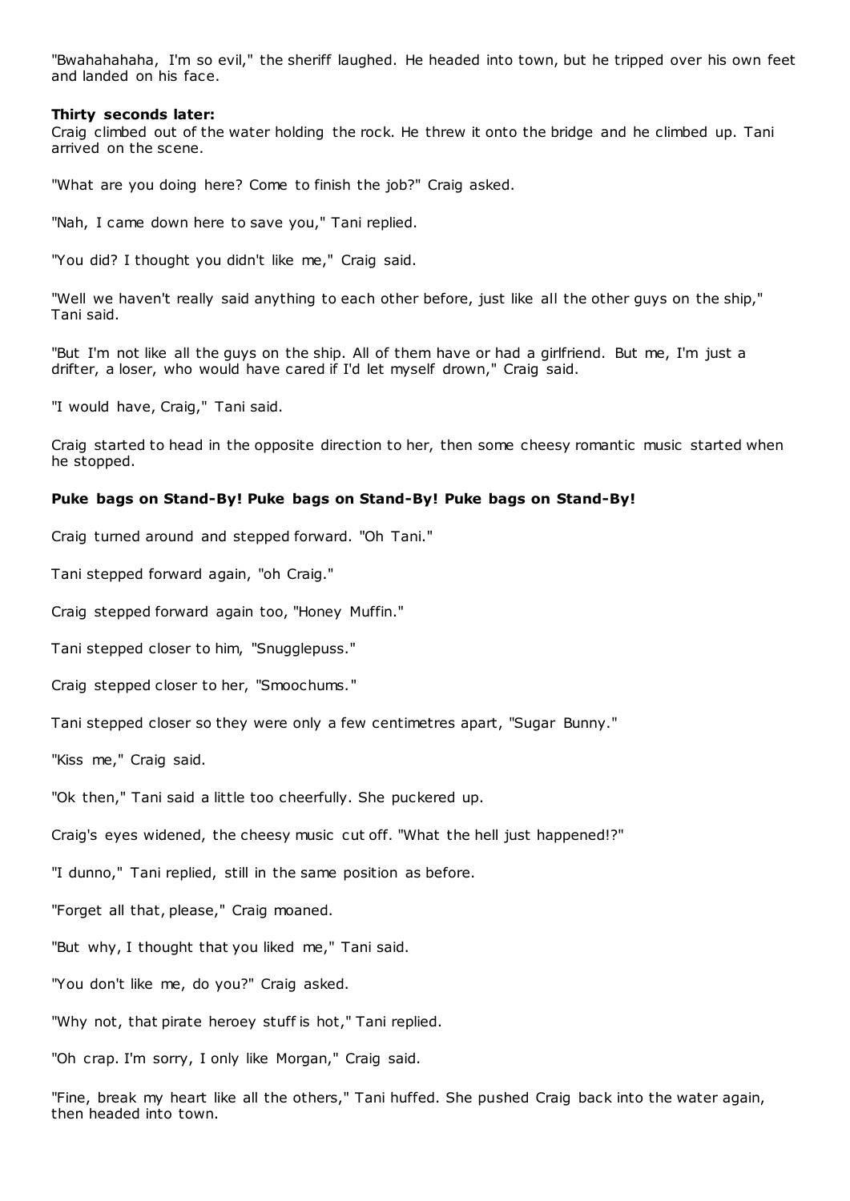"Bwahahahaha, I'm so evil," the sheriff laughed. He headed into town, but he tripped over his own feet and landed on his face.

**Thirty seconds later:**
Craig climbed out of the water holding the rock. He threw it onto the bridge and he climbed up. Tani arrived on the scene.

"What are you doing here? Come to finish the job?" Craig asked.

"Nah, I came down here to save you," Tani replied.

"You did? I thought you didn't like me," Craig said.

"Well we haven't really said anything to each other before, just like all the other guys on the ship," Tani said.

"But I'm not like all the guys on the ship. All of them have or had a girlfriend. But me, I'm just a drifter, a loser, who would have cared if I'd let myself drown," Craig said.

"I would have, Craig," Tani said.

Craig started to head in the opposite direction to her, then some cheesy romantic music started when he stopped.

**Puke bags on Stand-By! Puke bags on Stand-By! Puke bags on Stand-By!**

Craig turned around and stepped forward. "Oh Tani."

Tani stepped forward again, "oh Craig."

Craig stepped forward again too, "Honey Muffin."

Tani stepped closer to him, "Snugglepuss."

Craig stepped closer to her, "Smoochums."

Tani stepped closer so they were only a few centimetres apart, "Sugar Bunny."

"Kiss me," Craig said.

"Ok then," Tani said a little too cheerfully. She puckered up.

Craig's eyes widened, the cheesy music cut off. "What the hell just happened!?"

"I dunno," Tani replied, still in the same position as before.

"Forget all that, please," Craig moaned.

"But why, I thought that you liked me," Tani said.

"You don't like me, do you?" Craig asked.

"Why not, that pirate heroey stuff is hot," Tani replied.

"Oh crap. I'm sorry, I only like Morgan," Craig said.

"Fine, break my heart like all the others," Tani huffed. She pushed Craig back into the water again, then headed into town.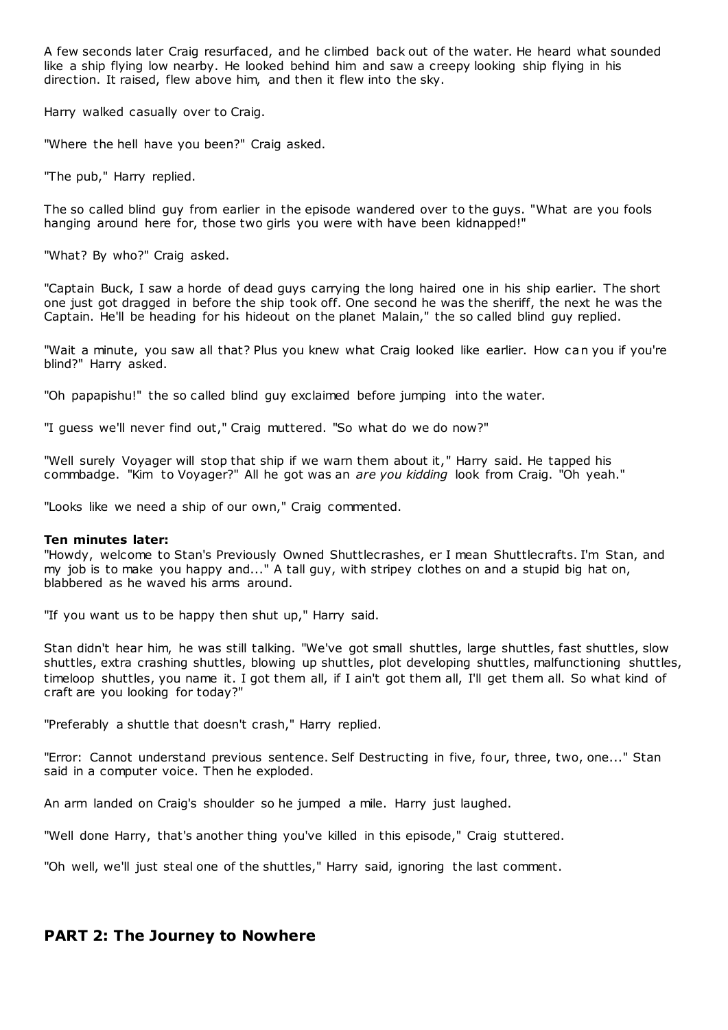A few seconds later Craig resurfaced, and he climbed back out of the water. He heard what sounded like a ship flying low nearby. He looked behind him and saw a creepy looking ship flying in his direction. It raised, flew above him, and then it flew into the sky.

Harry walked casually over to Craig.

"Where the hell have you been?" Craig asked.

"The pub," Harry replied.

The so called blind guy from earlier in the episode wandered over to the guys. "What are you fools hanging around here for, those two girls you were with have been kidnapped!"

"What? By who?" Craig asked.

"Captain Buck, I saw a horde of dead guys carrying the long haired one in his ship earlier. The short one just got dragged in before the ship took off. One second he was the sheriff, the next he was the Captain. He'll be heading for his hideout on the planet Malain," the so called blind guy replied.

"Wait a minute, you saw all that? Plus you knew what Craig looked like earlier. How can you if you're blind?" Harry asked.

"Oh papapishu!" the so called blind guy exclaimed before jumping into the water.

"I guess we'll never find out," Craig muttered. "So what do we do now?"

"Well surely Voyager will stop that ship if we warn them about it," Harry said. He tapped his commbadge. "Kim to Voyager?" All he got was an *are you kidding* look from Craig. "Oh yeah."

"Looks like we need a ship of our own," Craig commented.

**Ten minutes later:**
"Howdy, welcome to Stan's Previously Owned Shuttlecrashes, er I mean Shuttlecrafts. I'm Stan, and my job is to make you happy and..." A tall guy, with stripey clothes on and a stupid big hat on, blabbered as he waved his arms around.

"If you want us to be happy then shut up," Harry said.

Stan didn't hear him, he was still talking. "We've got small shuttles, large shuttles, fast shuttles, slow shuttles, extra crashing shuttles, blowing up shuttles, plot developing shuttles, malfunctioning shuttles, timeloop shuttles, you name it. I got them all, if I ain't got them all, I'll get them all. So what kind of craft are you looking for today?"

"Preferably a shuttle that doesn't crash," Harry replied.

"Error: Cannot understand previous sentence. Self Destructing in five, four, three, two, one..." Stan said in a computer voice. Then he exploded.

An arm landed on Craig's shoulder so he jumped a mile. Harry just laughed.

"Well done Harry, that's another thing you've killed in this episode," Craig stuttered.

"Oh well, we'll just steal one of the shuttles," Harry said, ignoring the last comment.

## PART 2: The Journey to Nowhere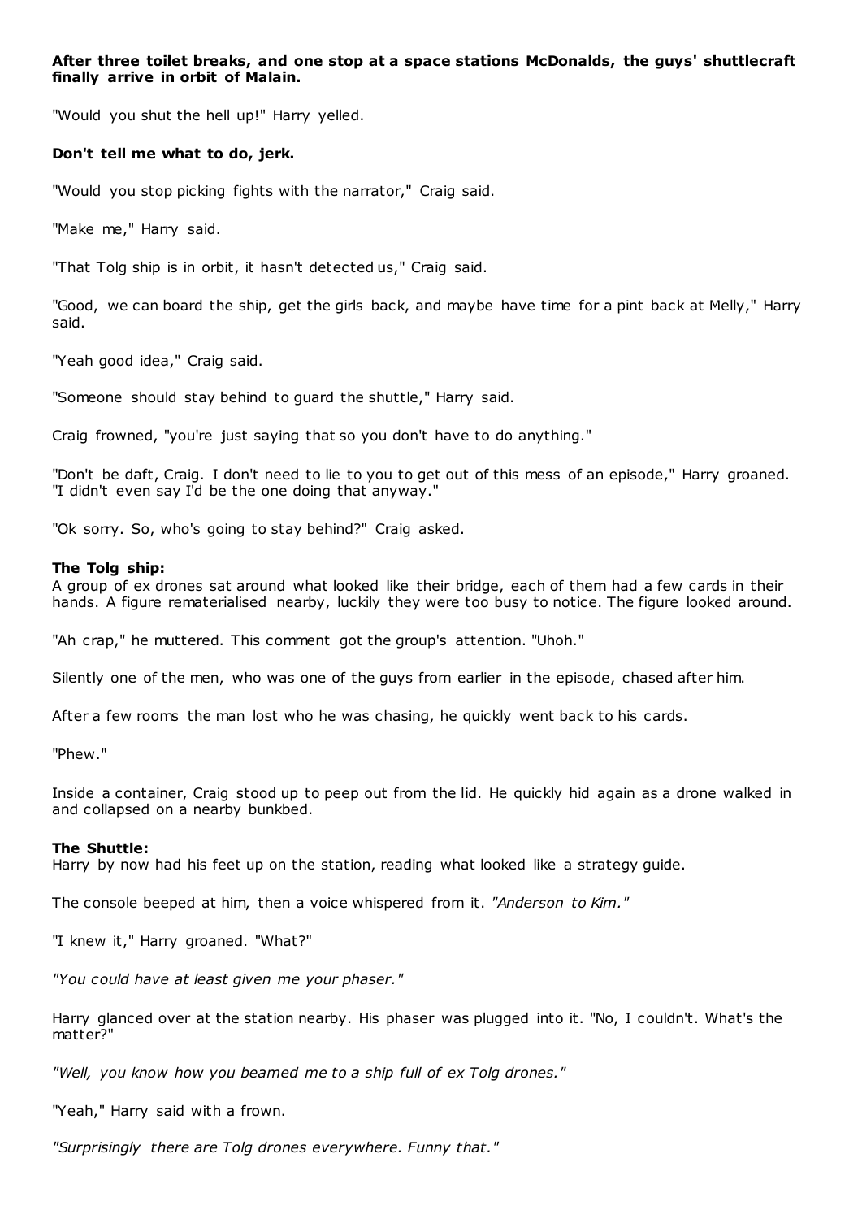**After three toilet breaks, and one stop at a space stations McDonalds, the guys' shuttlecraft finally arrive in orbit of Malain.**

"Would you shut the hell up!" Harry yelled.

**Don't tell me what to do, jerk.**

"Would you stop picking fights with the narrator," Craig said.

"Make me," Harry said.

"That Tolg ship is in orbit, it hasn't detected us," Craig said.

"Good, we can board the ship, get the girls back, and maybe have time for a pint back at Melly," Harry said.

"Yeah good idea," Craig said.

"Someone should stay behind to guard the shuttle," Harry said.

Craig frowned, "you're just saying that so you don't have to do anything."

"Don't be daft, Craig. I don't need to lie to you to get out of this mess of an episode," Harry groaned. "I didn't even say I'd be the one doing that anyway."

"Ok sorry. So, who's going to stay behind?" Craig asked.

**The Tolg ship:**
A group of ex drones sat around what looked like their bridge, each of them had a few cards in their hands. A figure rematerialised nearby, luckily they were too busy to notice. The figure looked around.

"Ah crap," he muttered. This comment got the group's attention. "Uhoh."

Silently one of the men, who was one of the guys from earlier in the episode, chased after him.

After a few rooms the man lost who he was chasing, he quickly went back to his cards.

"Phew."

Inside a container, Craig stood up to peep out from the lid. He quickly hid again as a drone walked in and collapsed on a nearby bunkbed.

**The Shuttle:**
Harry by now had his feet up on the station, reading what looked like a strategy guide.

The console beeped at him, then a voice whispered from it. *"Anderson to Kim."*

"I knew it," Harry groaned. "What?"

*"You could have at least given me your phaser."*

Harry glanced over at the station nearby. His phaser was plugged into it. "No, I couldn't. What's the matter?"

*"Well, you know how you beamed me to a ship full of ex Tolg drones."*

"Yeah," Harry said with a frown.

*"Surprisingly there are Tolg drones everywhere. Funny that."*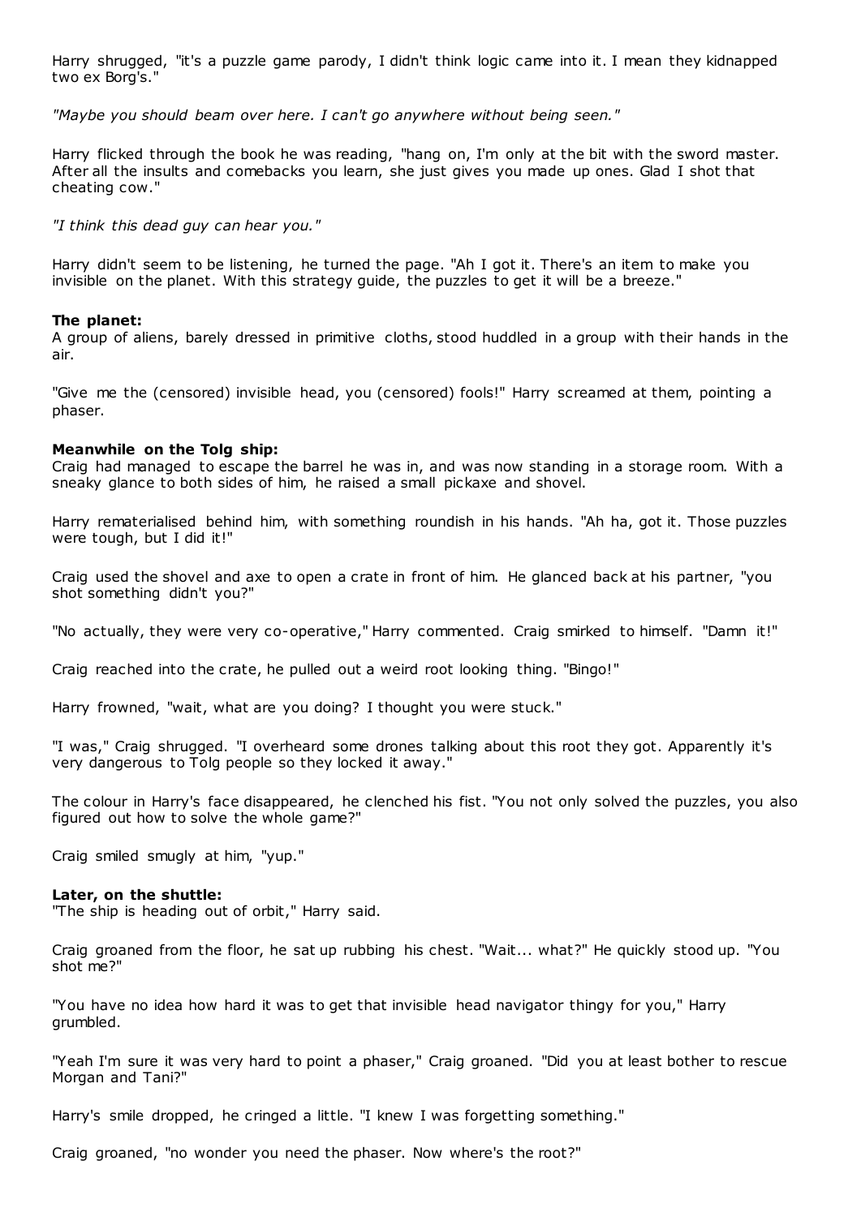Harry shrugged, "it's a puzzle game parody, I didn't think logic came into it. I mean they kidnapped two ex Borg's."

*"Maybe you should beam over here. I can't go anywhere without being seen."*

Harry flicked through the book he was reading, "hang on, I'm only at the bit with the sword master. After all the insults and comebacks you learn, she just gives you made up ones. Glad I shot that cheating cow."

*"I think this dead guy can hear you."*

Harry didn't seem to be listening, he turned the page. "Ah I got it. There's an item to make you invisible on the planet. With this strategy guide, the puzzles to get it will be a breeze."

**The planet:**
A group of aliens, barely dressed in primitive cloths, stood huddled in a group with their hands in the air.

"Give me the (censored) invisible head, you (censored) fools!" Harry screamed at them, pointing a phaser.

**Meanwhile on the Tolg ship:**
Craig had managed to escape the barrel he was in, and was now standing in a storage room. With a sneaky glance to both sides of him, he raised a small pickaxe and shovel.

Harry rematerialised behind him, with something roundish in his hands. "Ah ha, got it. Those puzzles were tough, but I did it!"

Craig used the shovel and axe to open a crate in front of him. He glanced back at his partner, "you shot something didn't you?"

"No actually, they were very co-operative," Harry commented. Craig smirked to himself. "Damn it!"

Craig reached into the crate, he pulled out a weird root looking thing. "Bingo!"

Harry frowned, "wait, what are you doing? I thought you were stuck."

"I was," Craig shrugged. "I overheard some drones talking about this root they got. Apparently it's very dangerous to Tolg people so they locked it away."

The colour in Harry's face disappeared, he clenched his fist. "You not only solved the puzzles, you also figured out how to solve the whole game?"

Craig smiled smugly at him, "yup."

**Later, on the shuttle:**
"The ship is heading out of orbit," Harry said.

Craig groaned from the floor, he sat up rubbing his chest. "Wait... what?" He quickly stood up. "You shot me?"

"You have no idea how hard it was to get that invisible head navigator thingy for you," Harry grumbled.

"Yeah I'm sure it was very hard to point a phaser," Craig groaned. "Did you at least bother to rescue Morgan and Tani?"

Harry's smile dropped, he cringed a little. "I knew I was forgetting something."

Craig groaned, "no wonder you need the phaser. Now where's the root?"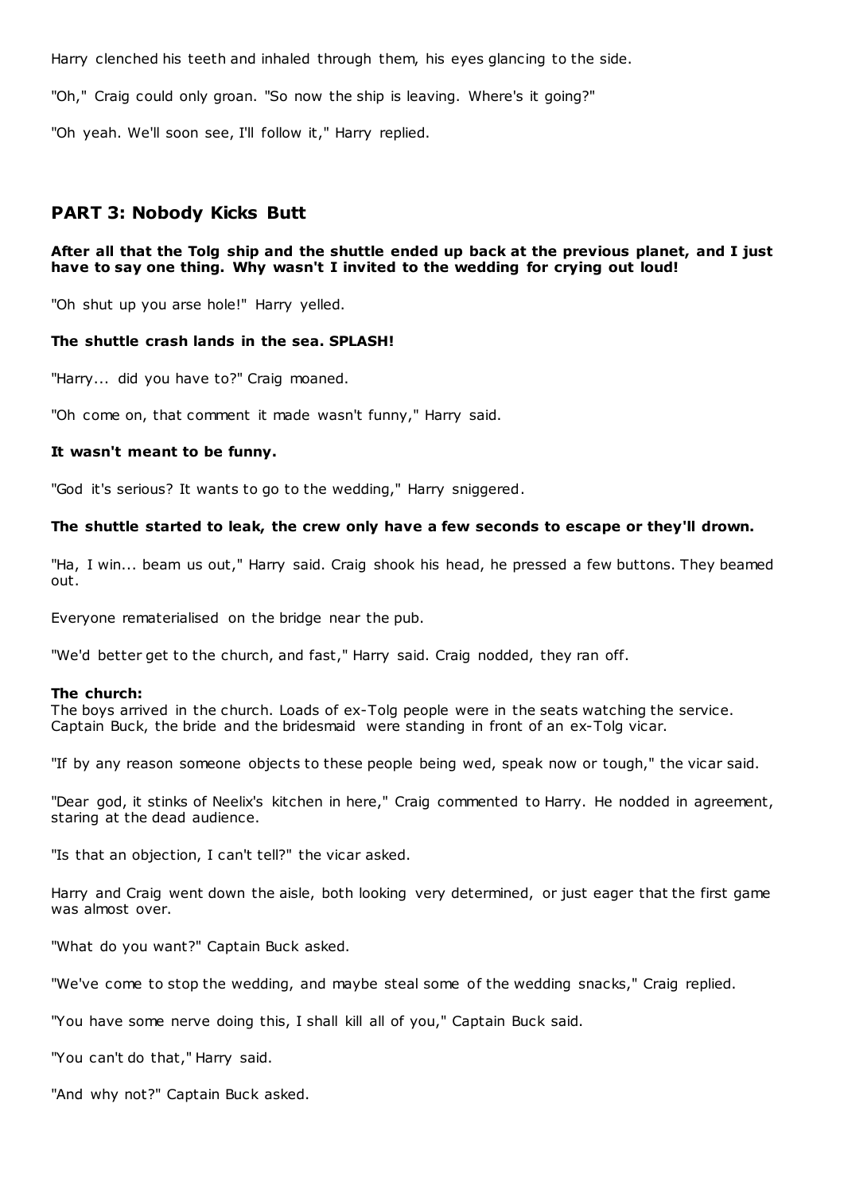Harry clenched his teeth and inhaled through them, his eyes glancing to the side.

"Oh," Craig could only groan. "So now the ship is leaving. Where's it going?"

"Oh yeah. We'll soon see, I'll follow it," Harry replied.

## PART 3: Nobody Kicks Butt

**After all that the Tolg ship and the shuttle ended up back at the previous planet, and I just have to say one thing. Why wasn't I invited to the wedding for crying out loud!**

"Oh shut up you arse hole!" Harry yelled.

**The shuttle crash lands in the sea. SPLASH!**

"Harry... did you have to?" Craig moaned.

"Oh come on, that comment it made wasn't funny," Harry said.

**It wasn't meant to be funny.**

"God it's serious? It wants to go to the wedding," Harry sniggered.

**The shuttle started to leak, the crew only have a few seconds to escape or they'll drown.**

"Ha, I win... beam us out," Harry said. Craig shook his head, he pressed a few buttons. They beamed out.

Everyone rematerialised on the bridge near the pub.

"We'd better get to the church, and fast," Harry said. Craig nodded, they ran off.

**The church:**
The boys arrived in the church. Loads of ex-Tolg people were in the seats watching the service. Captain Buck, the bride and the bridesmaid were standing in front of an ex-Tolg vicar.

"If by any reason someone objects to these people being wed, speak now or tough," the vicar said.

"Dear god, it stinks of Neelix's kitchen in here," Craig commented to Harry. He nodded in agreement, staring at the dead audience.

"Is that an objection, I can't tell?" the vicar asked.

Harry and Craig went down the aisle, both looking very determined, or just eager that the first game was almost over.

"What do you want?" Captain Buck asked.

"We've come to stop the wedding, and maybe steal some of the wedding snacks," Craig replied.

"You have some nerve doing this, I shall kill all of you," Captain Buck said.

"You can't do that," Harry said.

"And why not?" Captain Buck asked.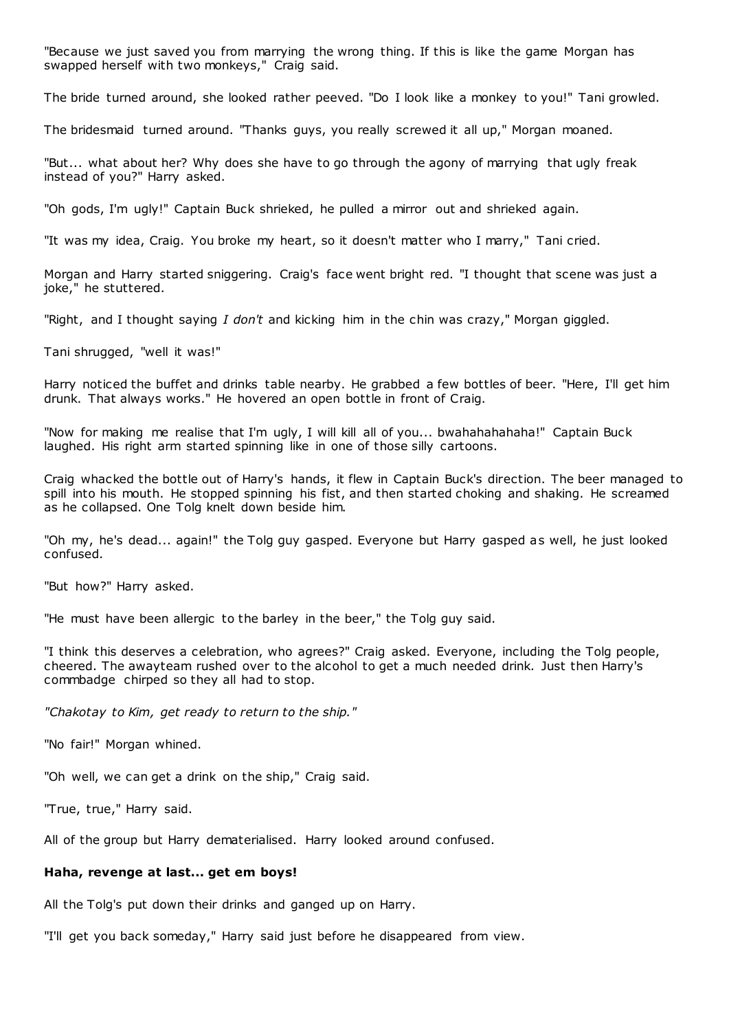"Because we just saved you from marrying the wrong thing. If this is like the game Morgan has swapped herself with two monkeys," Craig said.

The bride turned around, she looked rather peeved. "Do I look like a monkey to you!" Tani growled.

The bridesmaid turned around. "Thanks guys, you really screwed it all up," Morgan moaned.

"But... what about her? Why does she have to go through the agony of marrying that ugly freak instead of you?" Harry asked.

"Oh gods, I'm ugly!" Captain Buck shrieked, he pulled a mirror out and shrieked again.

"It was my idea, Craig. You broke my heart, so it doesn't matter who I marry," Tani cried.

Morgan and Harry started sniggering. Craig's face went bright red. "I thought that scene was just a joke," he stuttered.

"Right, and I thought saying *I don't* and kicking him in the chin was crazy," Morgan giggled.

Tani shrugged, "well it was!"

Harry noticed the buffet and drinks table nearby. He grabbed a few bottles of beer. "Here, I'll get him drunk. That always works." He hovered an open bottle in front of Craig.

"Now for making me realise that I'm ugly, I will kill all of you... bwahahahahaha!" Captain Buck laughed. His right arm started spinning like in one of those silly cartoons.

Craig whacked the bottle out of Harry's hands, it flew in Captain Buck's direction. The beer managed to spill into his mouth. He stopped spinning his fist, and then started choking and shaking. He screamed as he collapsed. One Tolg knelt down beside him.

"Oh my, he's dead... again!" the Tolg guy gasped. Everyone but Harry gasped as well, he just looked confused.

"But how?" Harry asked.

"He must have been allergic to the barley in the beer," the Tolg guy said.

"I think this deserves a celebration, who agrees?" Craig asked. Everyone, including the Tolg people, cheered. The awayteam rushed over to the alcohol to get a much needed drink. Just then Harry's commbadge chirped so they all had to stop.

*"Chakotay to Kim, get ready to return to the ship."*

"No fair!" Morgan whined.

"Oh well, we can get a drink on the ship," Craig said.

"True, true," Harry said.

All of the group but Harry dematerialised. Harry looked around confused.

**Haha, revenge at last... get em boys!**

All the Tolg's put down their drinks and ganged up on Harry.

"I'll get you back someday," Harry said just before he disappeared from view.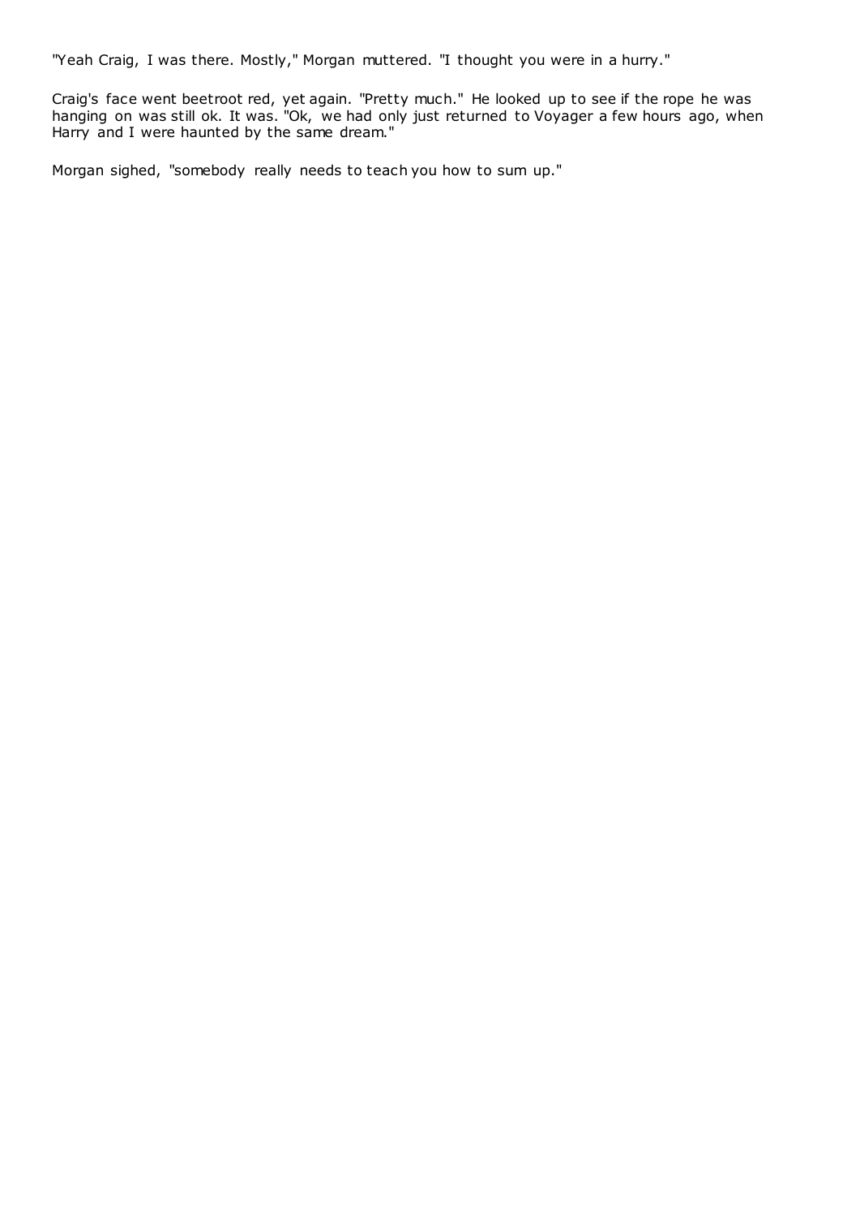"Yeah Craig, I was there. Mostly," Morgan muttered. "I thought you were in a hurry."

Craig's face went beetroot red, yet again. "Pretty much." He looked up to see if the rope he was hanging on was still ok. It was. "Ok, we had only just returned to Voyager a few hours ago, when Harry and I were haunted by the same dream."

Morgan sighed, "somebody really needs to teach you how to sum up."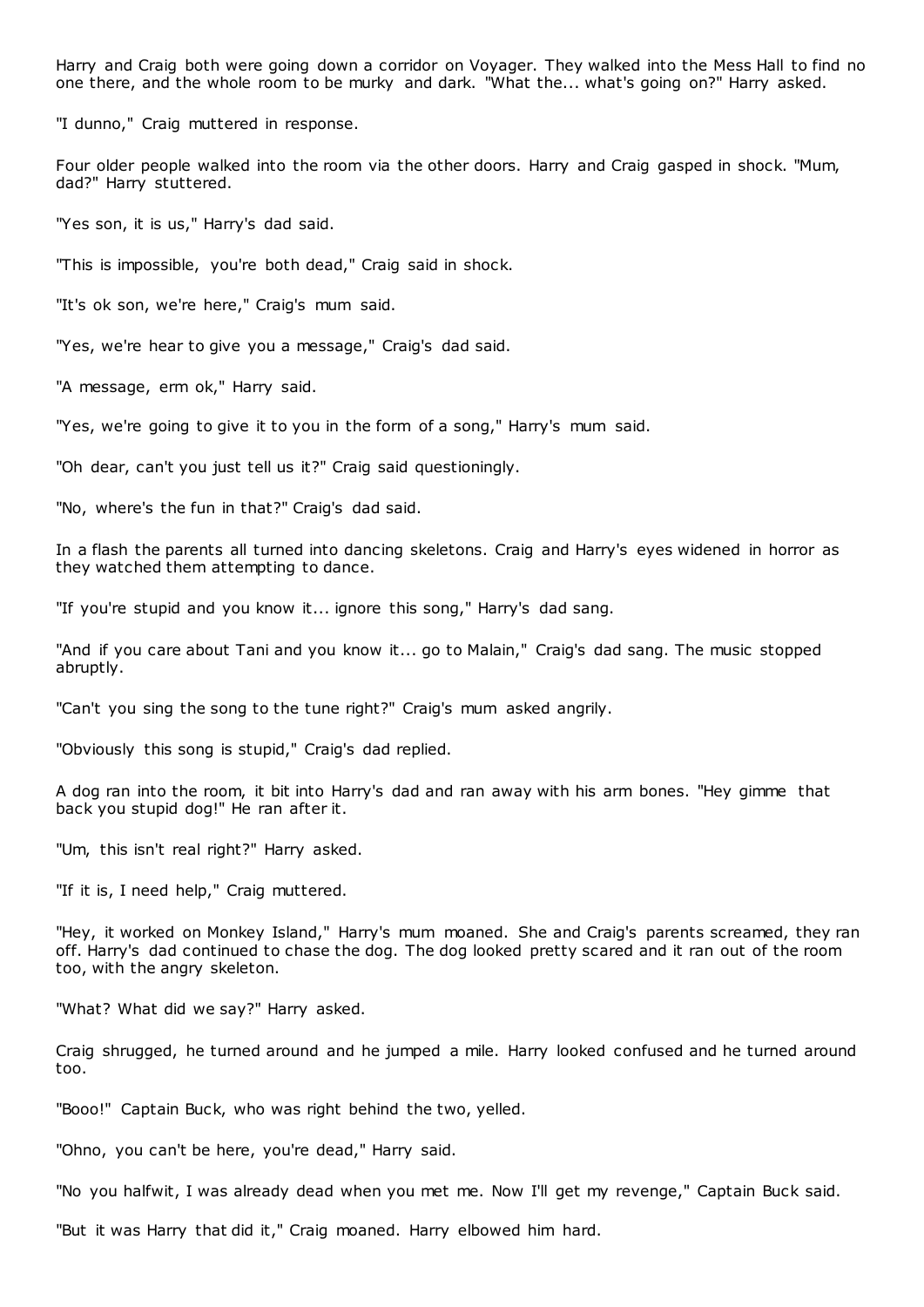Harry and Craig both were going down a corridor on Voyager. They walked into the Mess Hall to find no one there, and the whole room to be murky and dark. "What the... what's going on?" Harry asked.

"I dunno," Craig muttered in response.

Four older people walked into the room via the other doors. Harry and Craig gasped in shock. "Mum, dad?" Harry stuttered.

"Yes son, it is us," Harry's dad said.

"This is impossible, you're both dead," Craig said in shock.

"It's ok son, we're here," Craig's mum said.

"Yes, we're hear to give you a message," Craig's dad said.

"A message, erm ok," Harry said.

"Yes, we're going to give it to you in the form of a song," Harry's mum said.

"Oh dear, can't you just tell us it?" Craig said questioningly.

"No, where's the fun in that?" Craig's dad said.

In a flash the parents all turned into dancing skeletons. Craig and Harry's eyes widened in horror as they watched them attempting to dance.

"If you're stupid and you know it... ignore this song," Harry's dad sang.

"And if you care about Tani and you know it... go to Malain," Craig's dad sang. The music stopped abruptly.

"Can't you sing the song to the tune right?" Craig's mum asked angrily.

"Obviously this song is stupid," Craig's dad replied.

A dog ran into the room, it bit into Harry's dad and ran away with his arm bones. "Hey gimme that back you stupid dog!" He ran after it.

"Um, this isn't real right?" Harry asked.

"If it is, I need help," Craig muttered.

"Hey, it worked on Monkey Island," Harry's mum moaned. She and Craig's parents screamed, they ran off. Harry's dad continued to chase the dog. The dog looked pretty scared and it ran out of the room too, with the angry skeleton.

"What? What did we say?" Harry asked.

Craig shrugged, he turned around and he jumped a mile. Harry looked confused and he turned around too.

"Booo!" Captain Buck, who was right behind the two, yelled.

"Ohno, you can't be here, you're dead," Harry said.

"No you halfwit, I was already dead when you met me. Now I'll get my revenge," Captain Buck said.

"But it was Harry that did it," Craig moaned. Harry elbowed him hard.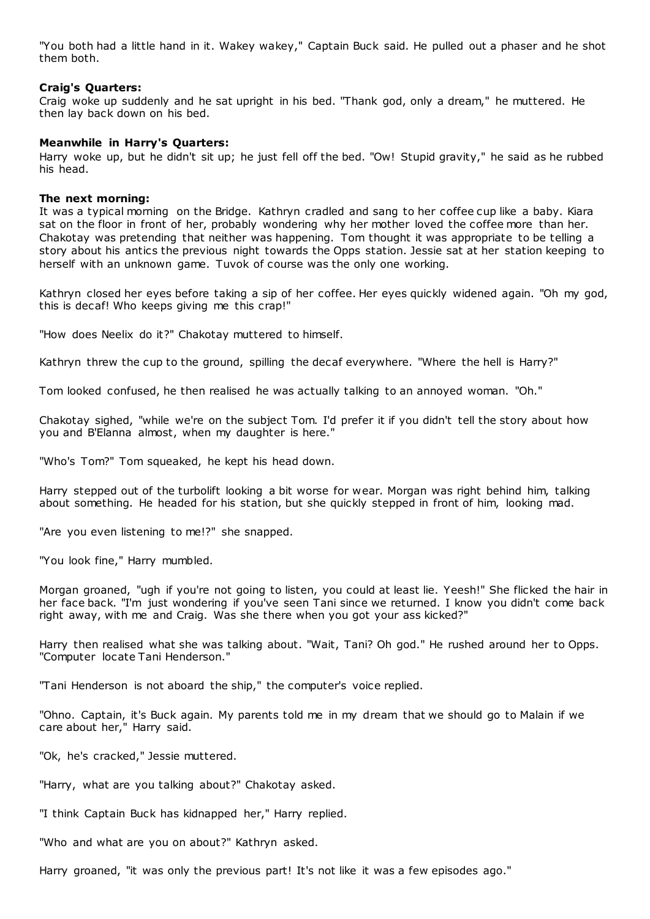"You both had a little hand in it. Wakey wakey," Captain Buck said. He pulled out a phaser and he shot them both.

**Craig's Quarters:**
Craig woke up suddenly and he sat upright in his bed. "Thank god, only a dream," he muttered. He then lay back down on his bed.

**Meanwhile in Harry's Quarters:**
Harry woke up, but he didn't sit up; he just fell off the bed. "Ow! Stupid gravity," he said as he rubbed his head.

**The next morning:**
It was a typical morning on the Bridge. Kathryn cradled and sang to her coffee cup like a baby. Kiara sat on the floor in front of her, probably wondering why her mother loved the coffee more than her. Chakotay was pretending that neither was happening. Tom thought it was appropriate to be telling a story about his antics the previous night towards the Opps station. Jessie sat at her station keeping to herself with an unknown game. Tuvok of course was the only one working.

Kathryn closed her eyes before taking a sip of her coffee. Her eyes quickly widened again. "Oh my god, this is decaf! Who keeps giving me this crap!"

"How does Neelix do it?" Chakotay muttered to himself.

Kathryn threw the cup to the ground, spilling the decaf everywhere. "Where the hell is Harry?"

Tom looked confused, he then realised he was actually talking to an annoyed woman. "Oh."

Chakotay sighed, "while we're on the subject Tom. I'd prefer it if you didn't tell the story about how you and B'Elanna almost, when my daughter is here."

"Who's Tom?" Tom squeaked, he kept his head down.

Harry stepped out of the turbolift looking a bit worse for wear. Morgan was right behind him, talking about something. He headed for his station, but she quickly stepped in front of him, looking mad.

"Are you even listening to me!?" she snapped.

"You look fine," Harry mumbled.

Morgan groaned, "ugh if you're not going to listen, you could at least lie. Yeesh!" She flicked the hair in her face back. "I'm just wondering if you've seen Tani since we returned. I know you didn't come back right away, with me and Craig. Was she there when you got your ass kicked?"

Harry then realised what she was talking about. "Wait, Tani? Oh god." He rushed around her to Opps. "Computer locate Tani Henderson."

"Tani Henderson is not aboard the ship," the computer's voice replied.

"Ohno. Captain, it's Buck again. My parents told me in my dream that we should go to Malain if we care about her," Harry said.

"Ok, he's cracked," Jessie muttered.

"Harry, what are you talking about?" Chakotay asked.

"I think Captain Buck has kidnapped her," Harry replied.

"Who and what are you on about?" Kathryn asked.

Harry groaned, "it was only the previous part! It's not like it was a few episodes ago."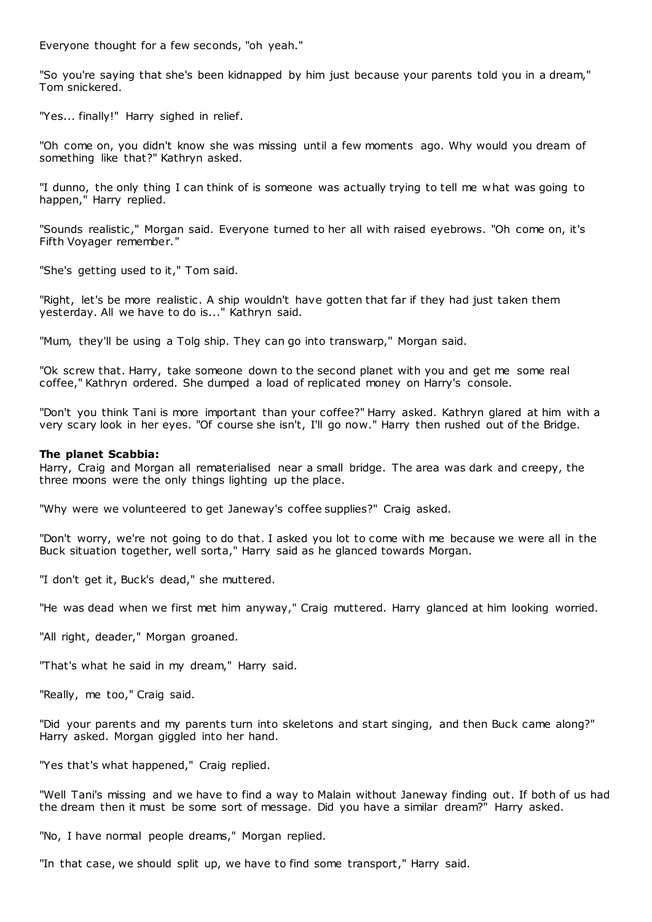Everyone thought for a few seconds, "oh yeah."

"So you're saying that she's been kidnapped by him just because your parents told you in a dream," Tom snickered.

"Yes... finally!" Harry sighed in relief.

"Oh come on, you didn't know she was missing until a few moments ago. Why would you dream of something like that?" Kathryn asked.

"I dunno, the only thing I can think of is someone was actually trying to tell me what was going to happen," Harry replied.

"Sounds realistic," Morgan said. Everyone turned to her all with raised eyebrows. "Oh come on, it's Fifth Voyager remember."

"She's getting used to it," Tom said.

"Right, let's be more realistic. A ship wouldn't have gotten that far if they had just taken them yesterday. All we have to do is..." Kathryn said.

"Mum, they'll be using a Tolg ship. They can go into transwarp," Morgan said.

"Ok screw that. Harry, take someone down to the second planet with you and get me some real coffee," Kathryn ordered. She dumped a load of replicated money on Harry's console.

"Don't you think Tani is more important than your coffee?" Harry asked. Kathryn glared at him with a very scary look in her eyes. "Of course she isn't, I'll go now." Harry then rushed out of the Bridge.

**The planet Scabbia:**
Harry, Craig and Morgan all rematerialised near a small bridge. The area was dark and creepy, the three moons were the only things lighting up the place.

"Why were we volunteered to get Janeway's coffee supplies?" Craig asked.

"Don't worry, we're not going to do that. I asked you lot to come with me because we were all in the Buck situation together, well sorta," Harry said as he glanced towards Morgan.

"I don't get it, Buck's dead," she muttered.

"He was dead when we first met him anyway," Craig muttered. Harry glanced at him looking worried.

"All right, deader," Morgan groaned.

"That's what he said in my dream," Harry said.

"Really, me too," Craig said.

"Did your parents and my parents turn into skeletons and start singing, and then Buck came along?" Harry asked. Morgan giggled into her hand.

"Yes that's what happened," Craig replied.

"Well Tani's missing and we have to find a way to Malain without Janeway finding out. If both of us had the dream then it must be some sort of message. Did you have a similar dream?" Harry asked.

"No, I have normal people dreams," Morgan replied.

"In that case, we should split up, we have to find some transport," Harry said.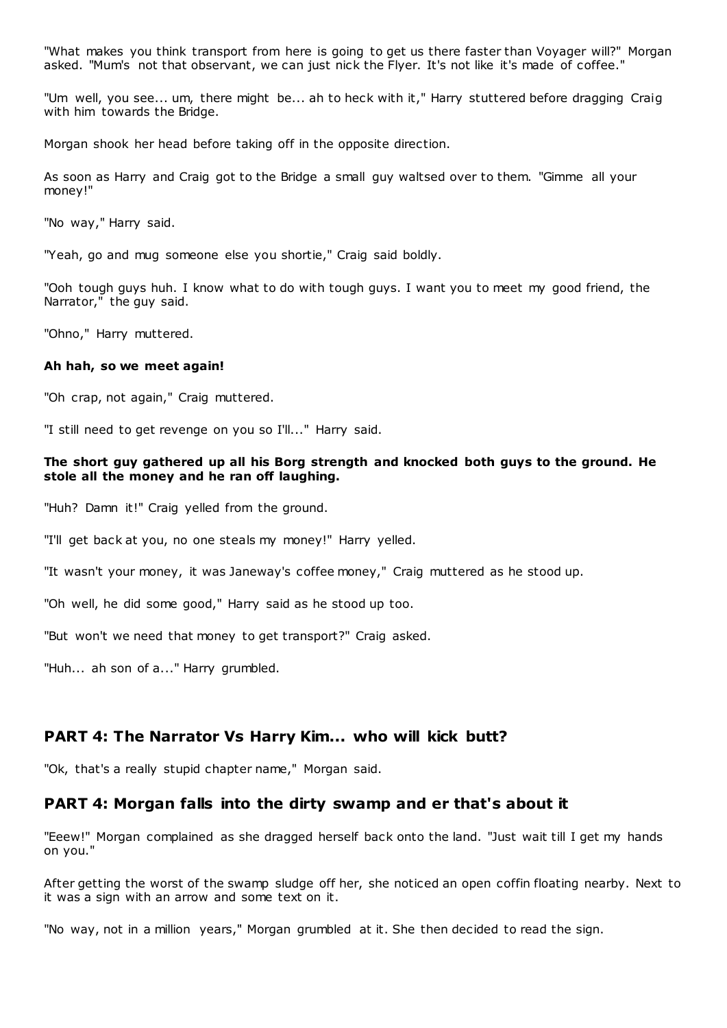"What makes you think transport from here is going to get us there faster than Voyager will?" Morgan asked. "Mum's not that observant, we can just nick the Flyer. It's not like it's made of coffee."

"Um well, you see... um, there might be... ah to heck with it," Harry stuttered before dragging Craig with him towards the Bridge.

Morgan shook her head before taking off in the opposite direction.

As soon as Harry and Craig got to the Bridge a small guy waltsed over to them. "Gimme all your money!"

"No way," Harry said.

"Yeah, go and mug someone else you shortie," Craig said boldly.

"Ooh tough guys huh. I know what to do with tough guys. I want you to meet my good friend, the Narrator," the guy said.

"Ohno," Harry muttered.

**Ah hah, so we meet again!**

"Oh crap, not again," Craig muttered.

"I still need to get revenge on you so I'll..." Harry said.

**The short guy gathered up all his Borg strength and knocked both guys to the ground. He stole all the money and he ran off laughing.**

"Huh? Damn it!" Craig yelled from the ground.

"I'll get back at you, no one steals my money!" Harry yelled.

"It wasn't your money, it was Janeway's coffee money," Craig muttered as he stood up.

"Oh well, he did some good," Harry said as he stood up too.

"But won't we need that money to get transport?" Craig asked.

"Huh... ah son of a..." Harry grumbled.

## PART 4: The Narrator Vs Harry Kim... who will kick butt?

"Ok, that's a really stupid chapter name," Morgan said.

## PART 4: Morgan falls into the dirty swamp and er that's about it

"Eeew!" Morgan complained as she dragged herself back onto the land. "Just wait till I get my hands on you."

After getting the worst of the swamp sludge off her, she noticed an open coffin floating nearby. Next to it was a sign with an arrow and some text on it.

"No way, not in a million years," Morgan grumbled at it. She then decided to read the sign.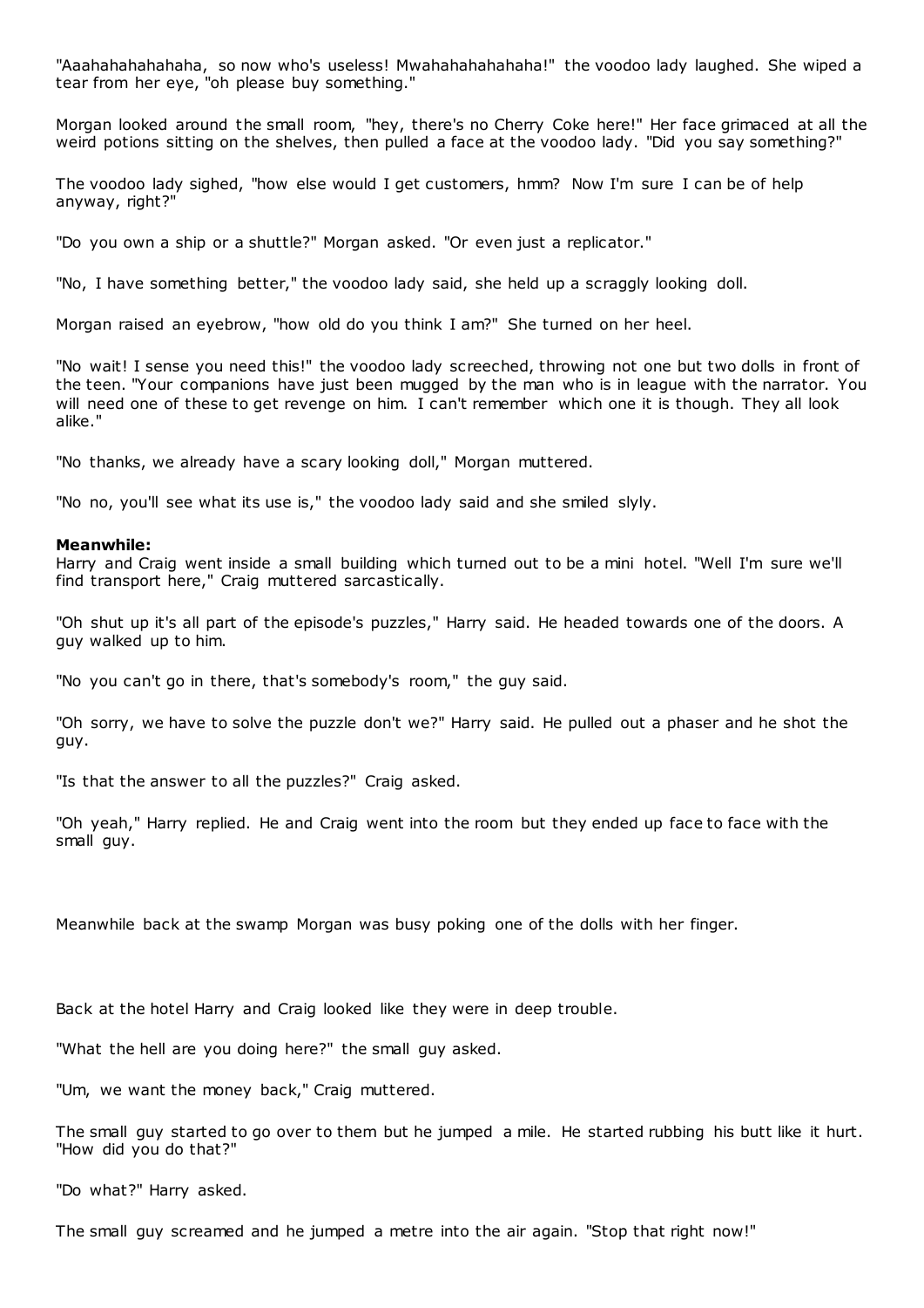"Aaahahahahahaha, so now who's useless! Mwahahahahahaha!" the voodoo lady laughed. She wiped a tear from her eye, "oh please buy something."

Morgan looked around the small room, "hey, there's no Cherry Coke here!" Her face grimaced at all the weird potions sitting on the shelves, then pulled a face at the voodoo lady. "Did you say something?"

The voodoo lady sighed, "how else would I get customers, hmm? Now I'm sure I can be of help anyway, right?"

"Do you own a ship or a shuttle?" Morgan asked. "Or even just a replicator."

"No, I have something better," the voodoo lady said, she held up a scraggly looking doll.

Morgan raised an eyebrow, "how old do you think I am?" She turned on her heel.

"No wait! I sense you need this!" the voodoo lady screeched, throwing not one but two dolls in front of the teen. "Your companions have just been mugged by the man who is in league with the narrator. You will need one of these to get revenge on him. I can't remember which one it is though. They all look alike."

"No thanks, we already have a scary looking doll," Morgan muttered.

"No no, you'll see what its use is," the voodoo lady said and she smiled slyly.

**Meanwhile:**
Harry and Craig went inside a small building which turned out to be a mini hotel. "Well I'm sure we'll find transport here," Craig muttered sarcastically.

"Oh shut up it's all part of the episode's puzzles," Harry said. He headed towards one of the doors. A guy walked up to him.

"No you can't go in there, that's somebody's room," the guy said.

"Oh sorry, we have to solve the puzzle don't we?" Harry said. He pulled out a phaser and he shot the guy.

"Is that the answer to all the puzzles?" Craig asked.

"Oh yeah," Harry replied. He and Craig went into the room but they ended up face to face with the small guy.

Meanwhile back at the swamp Morgan was busy poking one of the dolls with her finger.

Back at the hotel Harry and Craig looked like they were in deep trouble.

"What the hell are you doing here?" the small guy asked.

"Um, we want the money back," Craig muttered.

The small guy started to go over to them but he jumped a mile. He started rubbing his butt like it hurt. "How did you do that?"

"Do what?" Harry asked.

The small guy screamed and he jumped a metre into the air again. "Stop that right now!"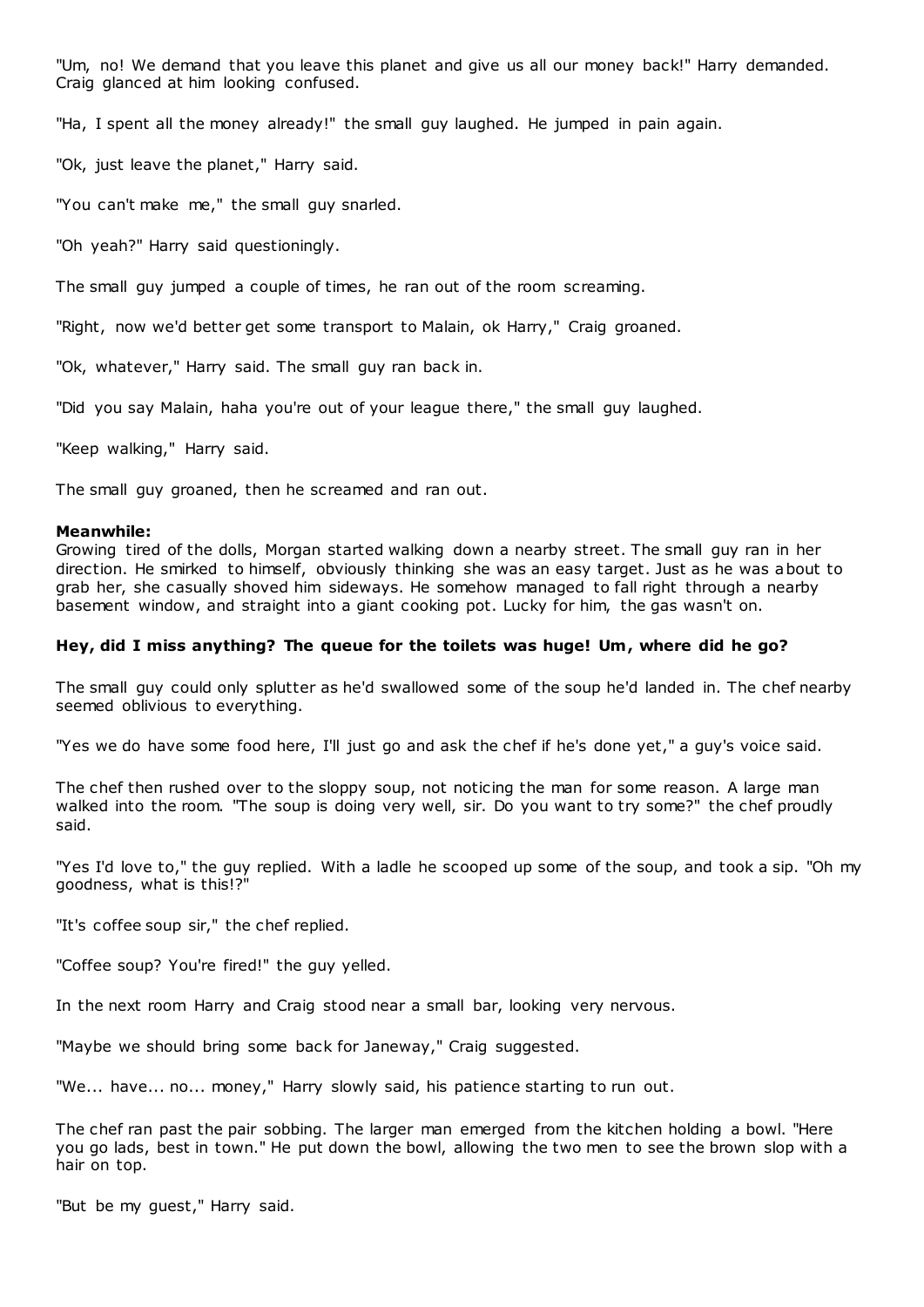"Um, no! We demand that you leave this planet and give us all our money back!" Harry demanded. Craig glanced at him looking confused.

"Ha, I spent all the money already!" the small guy laughed. He jumped in pain again.

"Ok, just leave the planet," Harry said.

"You can't make me," the small guy snarled.

"Oh yeah?" Harry said questioningly.

The small guy jumped a couple of times, he ran out of the room screaming.

"Right, now we'd better get some transport to Malain, ok Harry," Craig groaned.

"Ok, whatever," Harry said. The small guy ran back in.

"Did you say Malain, haha you're out of your league there," the small guy laughed.

"Keep walking," Harry said.

The small guy groaned, then he screamed and ran out.

**Meanwhile:**
Growing tired of the dolls, Morgan started walking down a nearby street. The small guy ran in her direction. He smirked to himself, obviously thinking she was an easy target. Just as he was about to grab her, she casually shoved him sideways. He somehow managed to fall right through a nearby basement window, and straight into a giant cooking pot. Lucky for him, the gas wasn't on.

**Hey, did I miss anything? The queue for the toilets was huge! Um, where did he go?**

The small guy could only splutter as he'd swallowed some of the soup he'd landed in. The chef nearby seemed oblivious to everything.

"Yes we do have some food here, I'll just go and ask the chef if he's done yet," a guy's voice said.

The chef then rushed over to the sloppy soup, not noticing the man for some reason. A large man walked into the room. "The soup is doing very well, sir. Do you want to try some?" the chef proudly said.

"Yes I'd love to," the guy replied. With a ladle he scooped up some of the soup, and took a sip. "Oh my goodness, what is this!?"

"It's coffee soup sir," the chef replied.

"Coffee soup? You're fired!" the guy yelled.

In the next room Harry and Craig stood near a small bar, looking very nervous.

"Maybe we should bring some back for Janeway," Craig suggested.

"We... have... no... money," Harry slowly said, his patience starting to run out.

The chef ran past the pair sobbing. The larger man emerged from the kitchen holding a bowl. "Here you go lads, best in town." He put down the bowl, allowing the two men to see the brown slop with a hair on top.

"But be my guest," Harry said.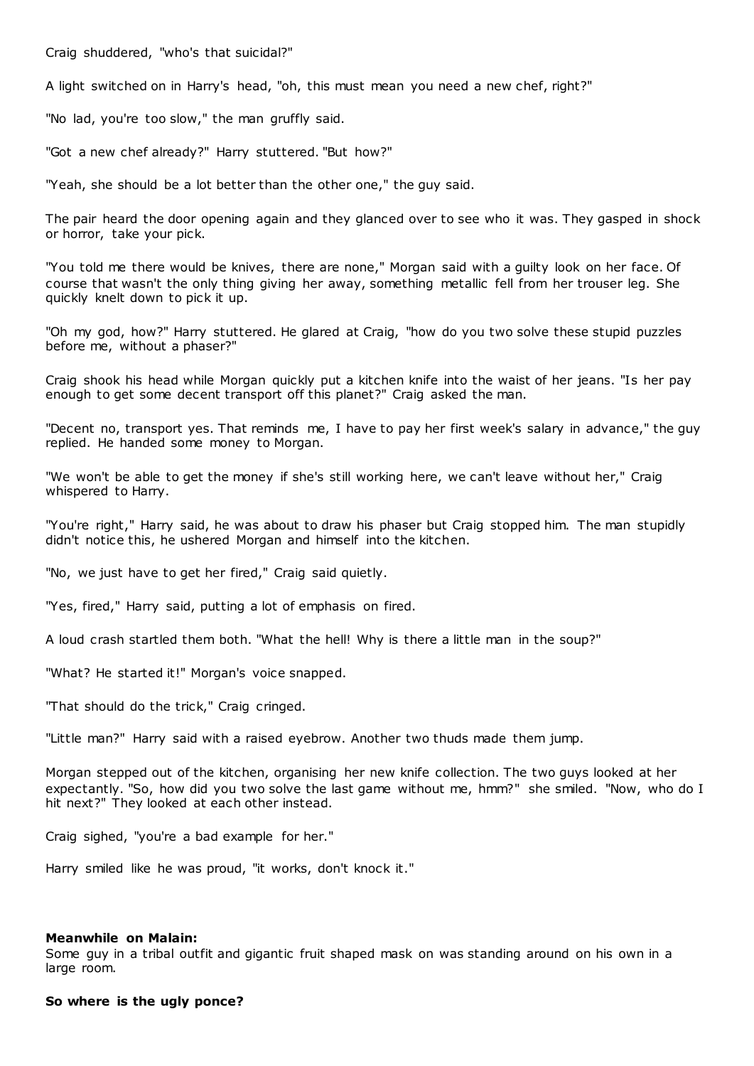Craig shuddered, "who's that suicidal?"

A light switched on in Harry's head, "oh, this must mean you need a new chef, right?"

"No lad, you're too slow," the man gruffly said.

"Got a new chef already?" Harry stuttered. "But how?"

"Yeah, she should be a lot better than the other one," the guy said.

The pair heard the door opening again and they glanced over to see who it was. They gasped in shock or horror, take your pick.

"You told me there would be knives, there are none," Morgan said with a guilty look on her face. Of course that wasn't the only thing giving her away, something metallic fell from her trouser leg. She quickly knelt down to pick it up.

"Oh my god, how?" Harry stuttered. He glared at Craig, "how do you two solve these stupid puzzles before me, without a phaser?"

Craig shook his head while Morgan quickly put a kitchen knife into the waist of her jeans. "Is her pay enough to get some decent transport off this planet?" Craig asked the man.

"Decent no, transport yes. That reminds me, I have to pay her first week's salary in advance," the guy replied. He handed some money to Morgan.

"We won't be able to get the money if she's still working here, we can't leave without her," Craig whispered to Harry.

"You're right," Harry said, he was about to draw his phaser but Craig stopped him. The man stupidly didn't notice this, he ushered Morgan and himself into the kitchen.

"No, we just have to get her fired," Craig said quietly.

"Yes, fired," Harry said, putting a lot of emphasis on fired.

A loud crash startled them both. "What the hell! Why is there a little man in the soup?"

"What? He started it!" Morgan's voice snapped.

"That should do the trick," Craig cringed.

"Little man?" Harry said with a raised eyebrow. Another two thuds made them jump.

Morgan stepped out of the kitchen, organising her new knife collection. The two guys looked at her expectantly. "So, how did you two solve the last game without me, hmm?" she smiled. "Now, who do I hit next?" They looked at each other instead.

Craig sighed, "you're a bad example for her."

Harry smiled like he was proud, "it works, don't knock it."

**Meanwhile on Malain:**
Some guy in a tribal outfit and gigantic fruit shaped mask on was standing around on his own in a large room.

**So where is the ugly ponce?**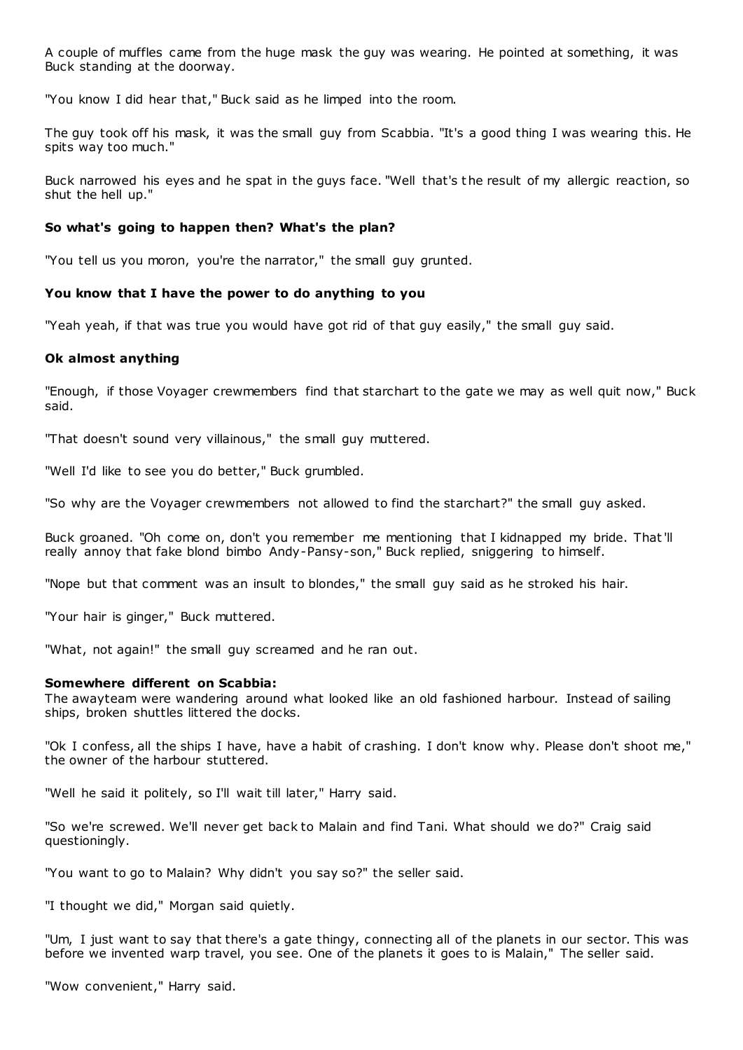A couple of muffles came from the huge mask the guy was wearing. He pointed at something, it was Buck standing at the doorway.

"You know I did hear that," Buck said as he limped into the room.

The guy took off his mask, it was the small guy from Scabbia. "It's a good thing I was wearing this. He spits way too much."

Buck narrowed his eyes and he spat in the guys face. "Well that's the result of my allergic reaction, so shut the hell up."

**So what's going to happen then? What's the plan?**

"You tell us you moron, you're the narrator," the small guy grunted.

**You know that I have the power to do anything to you**

"Yeah yeah, if that was true you would have got rid of that guy easily," the small guy said.

**Ok almost anything**

"Enough, if those Voyager crewmembers find that starchart to the gate we may as well quit now," Buck said.

"That doesn't sound very villainous," the small guy muttered.

"Well I'd like to see you do better," Buck grumbled.

"So why are the Voyager crewmembers not allowed to find the starchart?" the small guy asked.

Buck groaned. "Oh come on, don't you remember me mentioning that I kidnapped my bride. That'll really annoy that fake blond bimbo Andy-Pansy-son," Buck replied, sniggering to himself.

"Nope but that comment was an insult to blondes," the small guy said as he stroked his hair.

"Your hair is ginger," Buck muttered.

"What, not again!" the small guy screamed and he ran out.

**Somewhere different on Scabbia:**
The awayteam were wandering around what looked like an old fashioned harbour. Instead of sailing ships, broken shuttles littered the docks.

"Ok I confess, all the ships I have, have a habit of crashing. I don't know why. Please don't shoot me," the owner of the harbour stuttered.

"Well he said it politely, so I'll wait till later," Harry said.

"So we're screwed. We'll never get back to Malain and find Tani. What should we do?" Craig said questioningly.

"You want to go to Malain? Why didn't you say so?" the seller said.

"I thought we did," Morgan said quietly.

"Um, I just want to say that there's a gate thingy, connecting all of the planets in our sector. This was before we invented warp travel, you see. One of the planets it goes to is Malain," The seller said.

"Wow convenient," Harry said.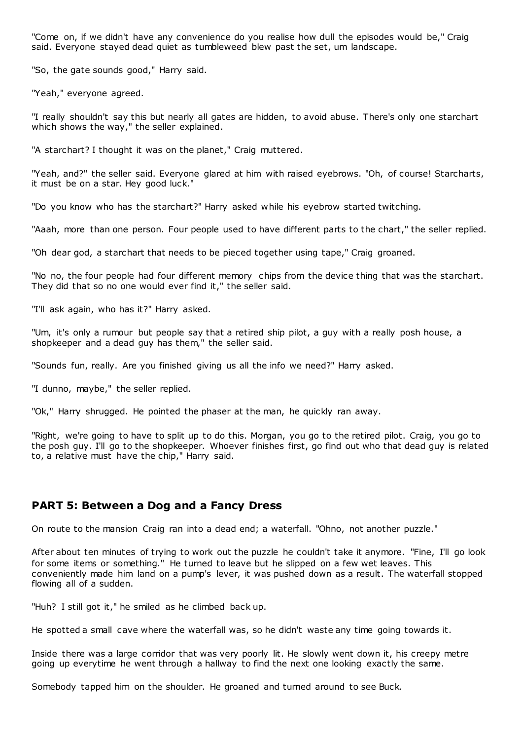"Come on, if we didn't have any convenience do you realise how dull the episodes would be," Craig said. Everyone stayed dead quiet as tumbleweed blew past the set, um landscape.

"So, the gate sounds good," Harry said.

"Yeah," everyone agreed.

"I really shouldn't say this but nearly all gates are hidden, to avoid abuse. There's only one starchart which shows the way," the seller explained.

"A starchart? I thought it was on the planet," Craig muttered.

"Yeah, and?" the seller said. Everyone glared at him with raised eyebrows. "Oh, of course! Starcharts, it must be on a star. Hey good luck."

"Do you know who has the starchart?" Harry asked while his eyebrow started twitching.

"Aaah, more than one person. Four people used to have different parts to the chart," the seller replied.

"Oh dear god, a starchart that needs to be pieced together using tape," Craig groaned.

"No no, the four people had four different memory chips from the device thing that was the starchart. They did that so no one would ever find it," the seller said.

"I'll ask again, who has it?" Harry asked.

"Um, it's only a rumour but people say that a retired ship pilot, a guy with a really posh house, a shopkeeper and a dead guy has them," the seller said.

"Sounds fun, really. Are you finished giving us all the info we need?" Harry asked.

"I dunno, maybe," the seller replied.

"Ok," Harry shrugged. He pointed the phaser at the man, he quickly ran away.

"Right, we're going to have to split up to do this. Morgan, you go to the retired pilot. Craig, you go to the posh guy. I'll go to the shopkeeper. Whoever finishes first, go find out who that dead guy is related to, a relative must have the chip," Harry said.

## PART 5: Between a Dog and a Fancy Dress

On route to the mansion Craig ran into a dead end; a waterfall. "Ohno, not another puzzle."

After about ten minutes of trying to work out the puzzle he couldn't take it anymore. "Fine, I'll go look for some items or something." He turned to leave but he slipped on a few wet leaves. This conveniently made him land on a pump's lever, it was pushed down as a result. The waterfall stopped flowing all of a sudden.

"Huh? I still got it," he smiled as he climbed back up.

He spotted a small cave where the waterfall was, so he didn't waste any time going towards it.

Inside there was a large corridor that was very poorly lit. He slowly went down it, his creepy metre going up everytime he went through a hallway to find the next one looking exactly the same.

Somebody tapped him on the shoulder. He groaned and turned around to see Buck.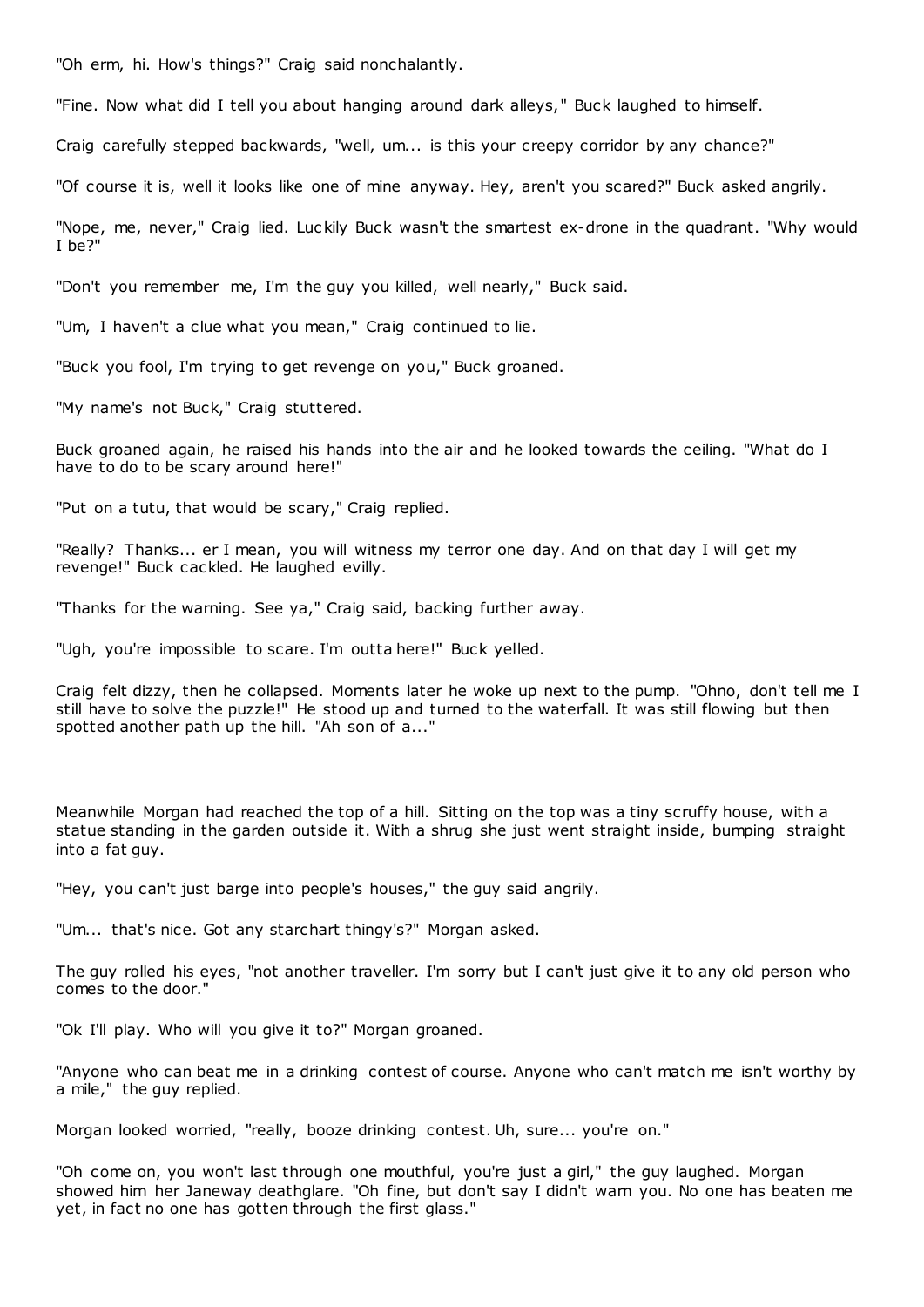"Oh erm, hi. How's things?" Craig said nonchalantly.

"Fine. Now what did I tell you about hanging around dark alleys," Buck laughed to himself.

Craig carefully stepped backwards, "well, um... is this your creepy corridor by any chance?"

"Of course it is, well it looks like one of mine anyway. Hey, aren't you scared?" Buck asked angrily.

"Nope, me, never," Craig lied. Luckily Buck wasn't the smartest ex-drone in the quadrant. "Why would I be?"

"Don't you remember me, I'm the guy you killed, well nearly," Buck said.

"Um, I haven't a clue what you mean," Craig continued to lie.

"Buck you fool, I'm trying to get revenge on you," Buck groaned.

"My name's not Buck," Craig stuttered.

Buck groaned again, he raised his hands into the air and he looked towards the ceiling. "What do I have to do to be scary around here!"

"Put on a tutu, that would be scary," Craig replied.

"Really? Thanks... er I mean, you will witness my terror one day. And on that day I will get my revenge!" Buck cackled. He laughed evilly.

"Thanks for the warning. See ya," Craig said, backing further away.

"Ugh, you're impossible to scare. I'm outta here!" Buck yelled.

Craig felt dizzy, then he collapsed. Moments later he woke up next to the pump. "Ohno, don't tell me I still have to solve the puzzle!" He stood up and turned to the waterfall. It was still flowing but then spotted another path up the hill. "Ah son of a..."

Meanwhile Morgan had reached the top of a hill. Sitting on the top was a tiny scruffy house, with a statue standing in the garden outside it. With a shrug she just went straight inside, bumping straight into a fat guy.

"Hey, you can't just barge into people's houses," the guy said angrily.

"Um... that's nice. Got any starchart thingy's?" Morgan asked.

The guy rolled his eyes, "not another traveller. I'm sorry but I can't just give it to any old person who comes to the door."

"Ok I'll play. Who will you give it to?" Morgan groaned.

"Anyone who can beat me in a drinking contest of course. Anyone who can't match me isn't worthy by a mile," the guy replied.

Morgan looked worried, "really, booze drinking contest. Uh, sure... you're on."

"Oh come on, you won't last through one mouthful, you're just a girl," the guy laughed. Morgan showed him her Janeway deathglare. "Oh fine, but don't say I didn't warn you. No one has beaten me yet, in fact no one has gotten through the first glass."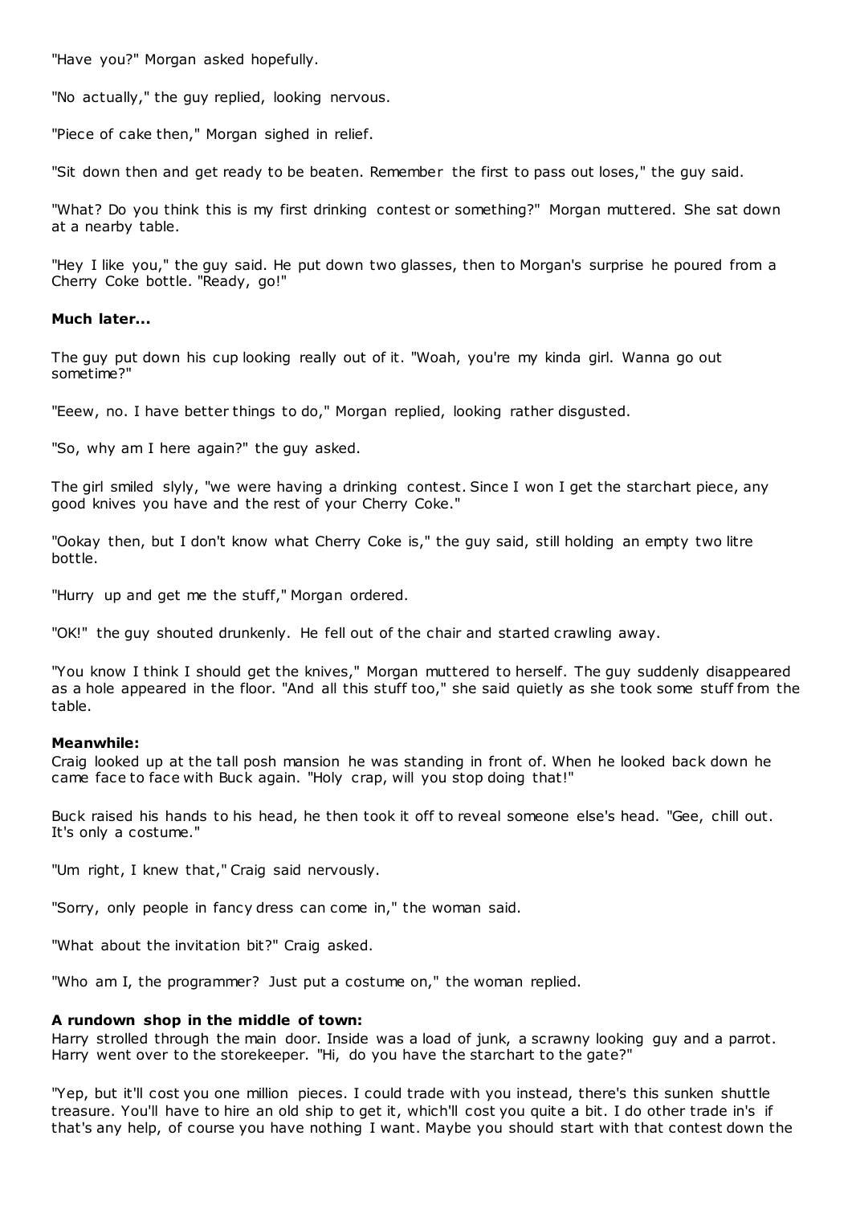"Have you?" Morgan asked hopefully.

"No actually," the guy replied, looking nervous.

"Piece of cake then," Morgan sighed in relief.

"Sit down then and get ready to be beaten. Remember the first to pass out loses," the guy said.

"What? Do you think this is my first drinking contest or something?" Morgan muttered. She sat down at a nearby table.

"Hey I like you," the guy said. He put down two glasses, then to Morgan's surprise he poured from a Cherry Coke bottle. "Ready, go!"

**Much later...**

The guy put down his cup looking really out of it. "Woah, you're my kinda girl. Wanna go out sometime?"

"Eeew, no. I have better things to do," Morgan replied, looking rather disgusted.

"So, why am I here again?" the guy asked.

The girl smiled slyly, "we were having a drinking contest. Since I won I get the starchart piece, any good knives you have and the rest of your Cherry Coke."

"Ookay then, but I don't know what Cherry Coke is," the guy said, still holding an empty two litre bottle.

"Hurry up and get me the stuff," Morgan ordered.

"OK!" the guy shouted drunkenly. He fell out of the chair and started crawling away.

"You know I think I should get the knives," Morgan muttered to herself. The guy suddenly disappeared as a hole appeared in the floor. "And all this stuff too," she said quietly as she took some stuff from the table.

**Meanwhile:**
Craig looked up at the tall posh mansion he was standing in front of. When he looked back down he came face to face with Buck again. "Holy crap, will you stop doing that!"

Buck raised his hands to his head, he then took it off to reveal someone else's head. "Gee, chill out. It's only a costume."

"Um right, I knew that," Craig said nervously.

"Sorry, only people in fancy dress can come in," the woman said.

"What about the invitation bit?" Craig asked.

"Who am I, the programmer? Just put a costume on," the woman replied.

**A rundown shop in the middle of town:**
Harry strolled through the main door. Inside was a load of junk, a scrawny looking guy and a parrot. Harry went over to the storekeeper. "Hi, do you have the starchart to the gate?"

"Yep, but it'll cost you one million pieces. I could trade with you instead, there's this sunken shuttle treasure. You'll have to hire an old ship to get it, which'll cost you quite a bit. I do other trade in's if that's any help, of course you have nothing I want. Maybe you should start with that contest down the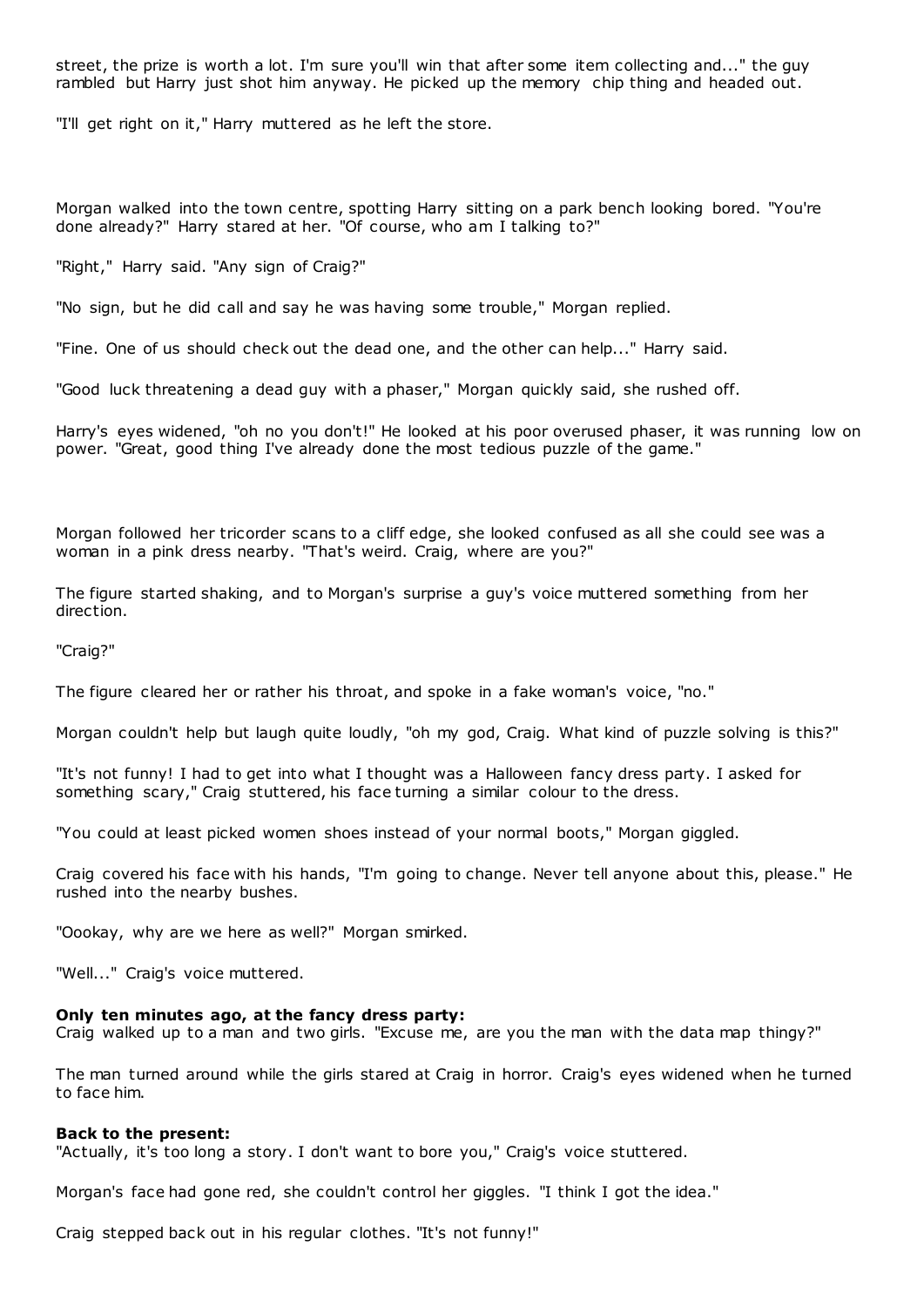street, the prize is worth a lot. I'm sure you'll win that after some item collecting and..." the guy rambled but Harry just shot him anyway. He picked up the memory chip thing and headed out.

"I'll get right on it," Harry muttered as he left the store.

Morgan walked into the town centre, spotting Harry sitting on a park bench looking bored. "You're done already?" Harry stared at her. "Of course, who am I talking to?"

"Right," Harry said. "Any sign of Craig?"

"No sign, but he did call and say he was having some trouble," Morgan replied.

"Fine. One of us should check out the dead one, and the other can help..." Harry said.

"Good luck threatening a dead guy with a phaser," Morgan quickly said, she rushed off.

Harry's eyes widened, "oh no you don't!" He looked at his poor overused phaser, it was running low on power. "Great, good thing I've already done the most tedious puzzle of the game."

Morgan followed her tricorder scans to a cliff edge, she looked confused as all she could see was a woman in a pink dress nearby. "That's weird. Craig, where are you?"

The figure started shaking, and to Morgan's surprise a guy's voice muttered something from her direction.

"Craig?"

The figure cleared her or rather his throat, and spoke in a fake woman's voice, "no."

Morgan couldn't help but laugh quite loudly, "oh my god, Craig. What kind of puzzle solving is this?"

"It's not funny! I had to get into what I thought was a Halloween fancy dress party. I asked for something scary," Craig stuttered, his face turning a similar colour to the dress.

"You could at least picked women shoes instead of your normal boots," Morgan giggled.

Craig covered his face with his hands, "I'm going to change. Never tell anyone about this, please." He rushed into the nearby bushes.

"Oookay, why are we here as well?" Morgan smirked.

"Well..." Craig's voice muttered.

**Only ten minutes ago, at the fancy dress party:**
Craig walked up to a man and two girls. "Excuse me, are you the man with the data map thingy?"

The man turned around while the girls stared at Craig in horror. Craig's eyes widened when he turned to face him.

**Back to the present:**
"Actually, it's too long a story. I don't want to bore you," Craig's voice stuttered.

Morgan's face had gone red, she couldn't control her giggles. "I think I got the idea."

Craig stepped back out in his regular clothes. "It's not funny!"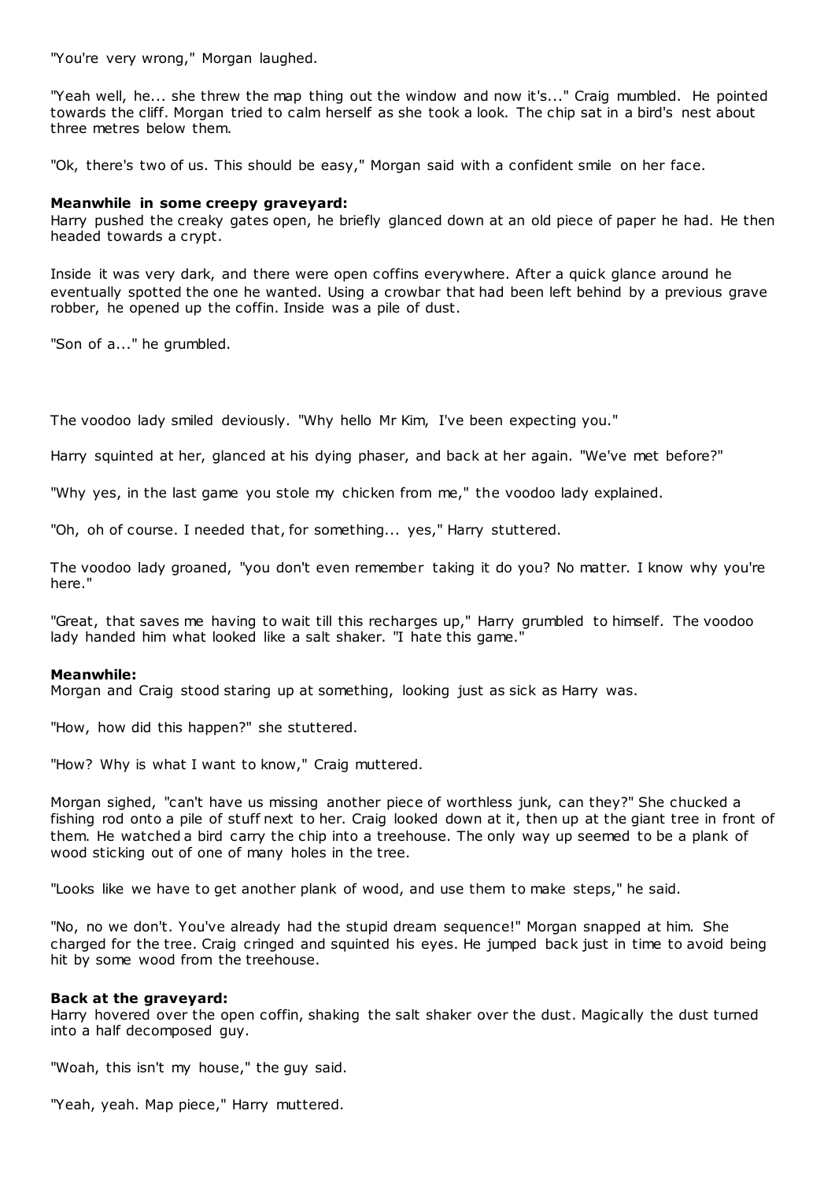"You're very wrong," Morgan laughed.

"Yeah well, he... she threw the map thing out the window and now it's..." Craig mumbled. He pointed towards the cliff. Morgan tried to calm herself as she took a look. The chip sat in a bird's nest about three metres below them.

"Ok, there's two of us. This should be easy," Morgan said with a confident smile on her face.

**Meanwhile in some creepy graveyard:**
Harry pushed the creaky gates open, he briefly glanced down at an old piece of paper he had. He then headed towards a crypt.

Inside it was very dark, and there were open coffins everywhere. After a quick glance around he eventually spotted the one he wanted. Using a crowbar that had been left behind by a previous grave robber, he opened up the coffin. Inside was a pile of dust.

"Son of a..." he grumbled.

The voodoo lady smiled deviously. "Why hello Mr Kim, I've been expecting you."

Harry squinted at her, glanced at his dying phaser, and back at her again. "We've met before?"

"Why yes, in the last game you stole my chicken from me," the voodoo lady explained.

"Oh, oh of course. I needed that, for something... yes," Harry stuttered.

The voodoo lady groaned, "you don't even remember taking it do you? No matter. I know why you're here."

"Great, that saves me having to wait till this recharges up," Harry grumbled to himself. The voodoo lady handed him what looked like a salt shaker. "I hate this game."

**Meanwhile:**
Morgan and Craig stood staring up at something, looking just as sick as Harry was.

"How, how did this happen?" she stuttered.

"How? Why is what I want to know," Craig muttered.

Morgan sighed, "can't have us missing another piece of worthless junk, can they?" She chucked a fishing rod onto a pile of stuff next to her. Craig looked down at it, then up at the giant tree in front of them. He watched a bird carry the chip into a treehouse. The only way up seemed to be a plank of wood sticking out of one of many holes in the tree.

"Looks like we have to get another plank of wood, and use them to make steps," he said.

"No, no we don't. You've already had the stupid dream sequence!" Morgan snapped at him. She charged for the tree. Craig cringed and squinted his eyes. He jumped back just in time to avoid being hit by some wood from the treehouse.

**Back at the graveyard:**
Harry hovered over the open coffin, shaking the salt shaker over the dust. Magically the dust turned into a half decomposed guy.

"Woah, this isn't my house," the guy said.

"Yeah, yeah. Map piece," Harry muttered.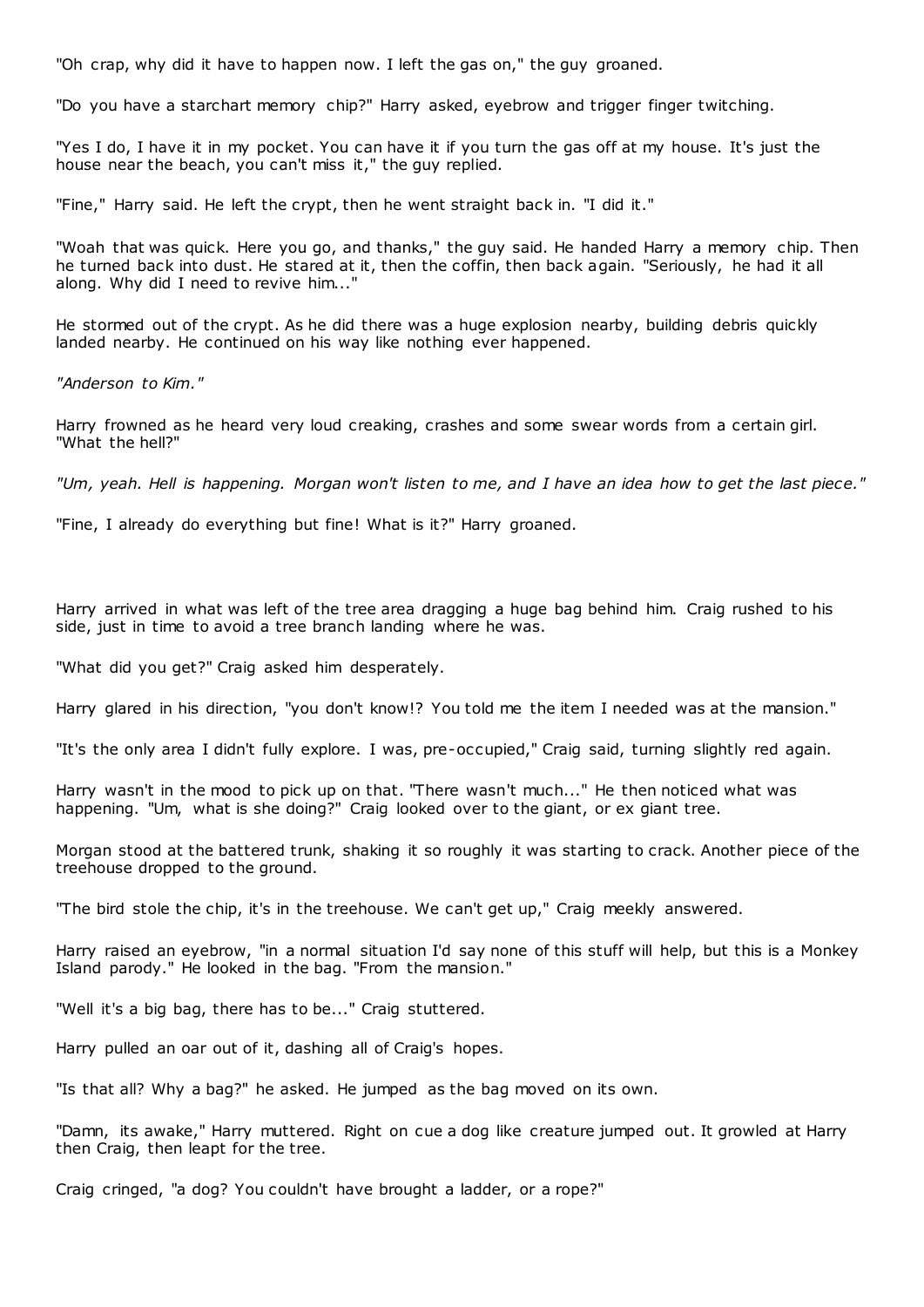"Oh crap, why did it have to happen now. I left the gas on," the guy groaned.

"Do you have a starchart memory chip?" Harry asked, eyebrow and trigger finger twitching.

"Yes I do, I have it in my pocket. You can have it if you turn the gas off at my house. It's just the house near the beach, you can't miss it," the guy replied.

"Fine," Harry said. He left the crypt, then he went straight back in. "I did it."

"Woah that was quick. Here you go, and thanks," the guy said. He handed Harry a memory chip. Then he turned back into dust. He stared at it, then the coffin, then back again. "Seriously, he had it all along. Why did I need to revive him..."

He stormed out of the crypt. As he did there was a huge explosion nearby, building debris quickly landed nearby. He continued on his way like nothing ever happened.

*"Anderson to Kim."*

Harry frowned as he heard very loud creaking, crashes and some swear words from a certain girl. "What the hell?"

*"Um, yeah. Hell is happening. Morgan won't listen to me, and I have an idea how to get the last piece."*

"Fine, I already do everything but fine! What is it?" Harry groaned.

Harry arrived in what was left of the tree area dragging a huge bag behind him. Craig rushed to his side, just in time to avoid a tree branch landing where he was.

"What did you get?" Craig asked him desperately.

Harry glared in his direction, "you don't know!? You told me the item I needed was at the mansion."

"It's the only area I didn't fully explore. I was, pre-occupied," Craig said, turning slightly red again.

Harry wasn't in the mood to pick up on that. "There wasn't much..." He then noticed what was happening. "Um, what is she doing?" Craig looked over to the giant, or ex giant tree.

Morgan stood at the battered trunk, shaking it so roughly it was starting to crack. Another piece of the treehouse dropped to the ground.

"The bird stole the chip, it's in the treehouse. We can't get up," Craig meekly answered.

Harry raised an eyebrow, "in a normal situation I'd say none of this stuff will help, but this is a Monkey Island parody." He looked in the bag. "From the mansion."

"Well it's a big bag, there has to be..." Craig stuttered.

Harry pulled an oar out of it, dashing all of Craig's hopes.

"Is that all? Why a bag?" he asked. He jumped as the bag moved on its own.

"Damn, its awake," Harry muttered. Right on cue a dog like creature jumped out. It growled at Harry then Craig, then leapt for the tree.

Craig cringed, "a dog? You couldn't have brought a ladder, or a rope?"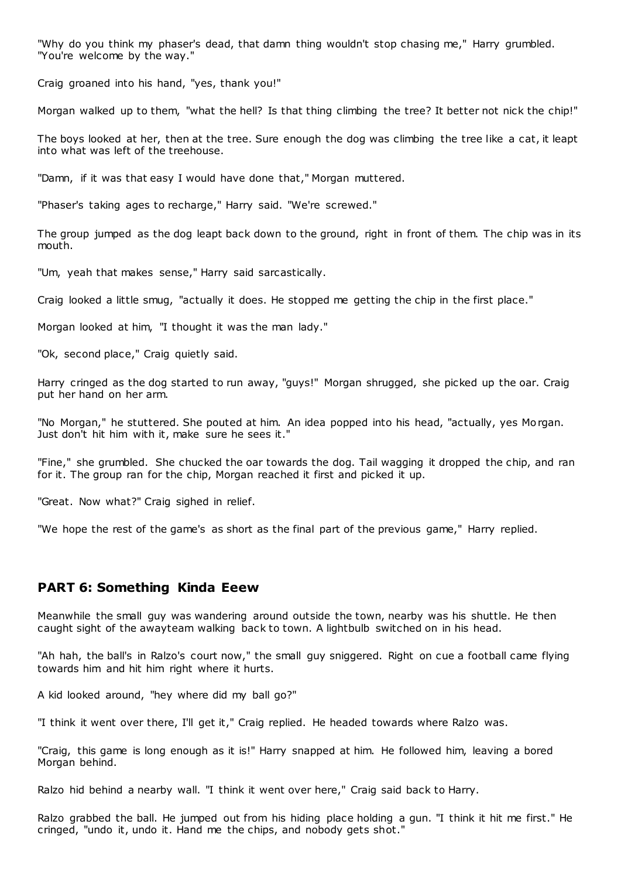"Why do you think my phaser's dead, that damn thing wouldn't stop chasing me," Harry grumbled. "You're welcome by the way."

Craig groaned into his hand, "yes, thank you!"

Morgan walked up to them, "what the hell? Is that thing climbing the tree? It better not nick the chip!"

The boys looked at her, then at the tree. Sure enough the dog was climbing the tree like a cat, it leapt into what was left of the treehouse.

"Damn, if it was that easy I would have done that," Morgan muttered.

"Phaser's taking ages to recharge," Harry said. "We're screwed."

The group jumped as the dog leapt back down to the ground, right in front of them. The chip was in its mouth.

"Um, yeah that makes sense," Harry said sarcastically.

Craig looked a little smug, "actually it does. He stopped me getting the chip in the first place."

Morgan looked at him, "I thought it was the man lady."

"Ok, second place," Craig quietly said.

Harry cringed as the dog started to run away, "guys!" Morgan shrugged, she picked up the oar. Craig put her hand on her arm.

"No Morgan," he stuttered. She pouted at him. An idea popped into his head, "actually, yes Morgan. Just don't hit him with it, make sure he sees it."

"Fine," she grumbled. She chucked the oar towards the dog. Tail wagging it dropped the chip, and ran for it. The group ran for the chip, Morgan reached it first and picked it up.

"Great. Now what?" Craig sighed in relief.

"We hope the rest of the game's as short as the final part of the previous game," Harry replied.

## PART 6: Something Kinda Eeew

Meanwhile the small guy was wandering around outside the town, nearby was his shuttle. He then caught sight of the awayteam walking back to town. A lightbulb switched on in his head.

"Ah hah, the ball's in Ralzo's court now," the small guy sniggered. Right on cue a football came flying towards him and hit him right where it hurts.

A kid looked around, "hey where did my ball go?"

"I think it went over there, I'll get it," Craig replied. He headed towards where Ralzo was.

"Craig, this game is long enough as it is!" Harry snapped at him. He followed him, leaving a bored Morgan behind.

Ralzo hid behind a nearby wall. "I think it went over here," Craig said back to Harry.

Ralzo grabbed the ball. He jumped out from his hiding place holding a gun. "I think it hit me first." He cringed, "undo it, undo it. Hand me the chips, and nobody gets shot."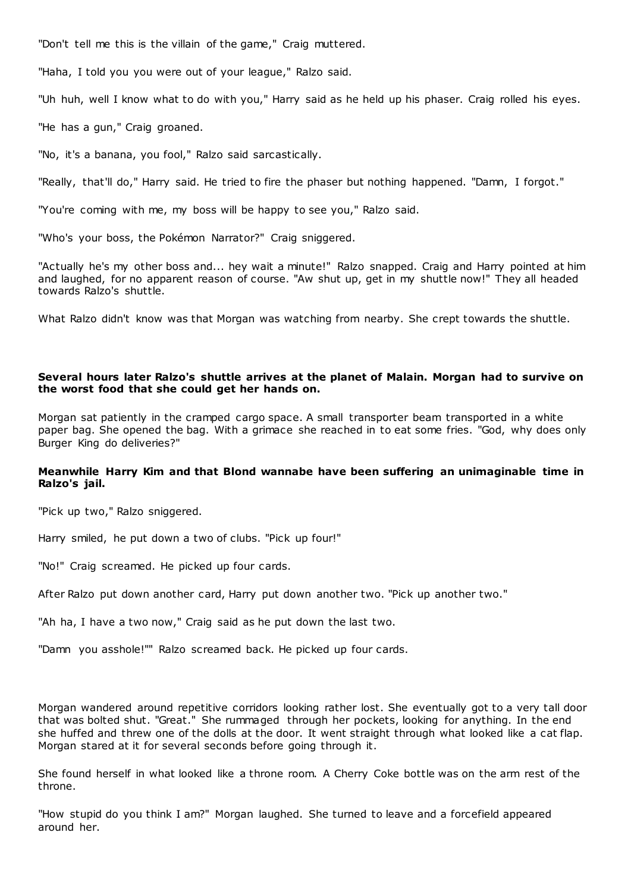"Don't tell me this is the villain of the game," Craig muttered.

"Haha, I told you you were out of your league," Ralzo said.

"Uh huh, well I know what to do with you," Harry said as he held up his phaser. Craig rolled his eyes.

"He has a gun," Craig groaned.

"No, it's a banana, you fool," Ralzo said sarcastically.

"Really, that'll do," Harry said. He tried to fire the phaser but nothing happened. "Damn, I forgot."

"You're coming with me, my boss will be happy to see you," Ralzo said.

"Who's your boss, the Pokémon Narrator?" Craig sniggered.

"Actually he's my other boss and... hey wait a minute!" Ralzo snapped. Craig and Harry pointed at him and laughed, for no apparent reason of course. "Aw shut up, get in my shuttle now!" They all headed towards Ralzo's shuttle.

What Ralzo didn't know was that Morgan was watching from nearby. She crept towards the shuttle.

**Several hours later Ralzo's shuttle arrives at the planet of Malain. Morgan had to survive on the worst food that she could get her hands on.**

Morgan sat patiently in the cramped cargo space. A small transporter beam transported in a white paper bag. She opened the bag. With a grimace she reached in to eat some fries. "God, why does only Burger King do deliveries?"

**Meanwhile Harry Kim and that Blond wannabe have been suffering an unimaginable time in Ralzo's jail.**

"Pick up two," Ralzo sniggered.

Harry smiled, he put down a two of clubs. "Pick up four!"

"No!" Craig screamed. He picked up four cards.

After Ralzo put down another card, Harry put down another two. "Pick up another two."

"Ah ha, I have a two now," Craig said as he put down the last two.

"Damn you asshole!"" Ralzo screamed back. He picked up four cards.

Morgan wandered around repetitive corridors looking rather lost. She eventually got to a very tall door that was bolted shut. "Great." She rummaged through her pockets, looking for anything. In the end she huffed and threw one of the dolls at the door. It went straight through what looked like a cat flap. Morgan stared at it for several seconds before going through it.

She found herself in what looked like a throne room. A Cherry Coke bottle was on the arm rest of the throne.

"How stupid do you think I am?" Morgan laughed. She turned to leave and a forcefield appeared around her.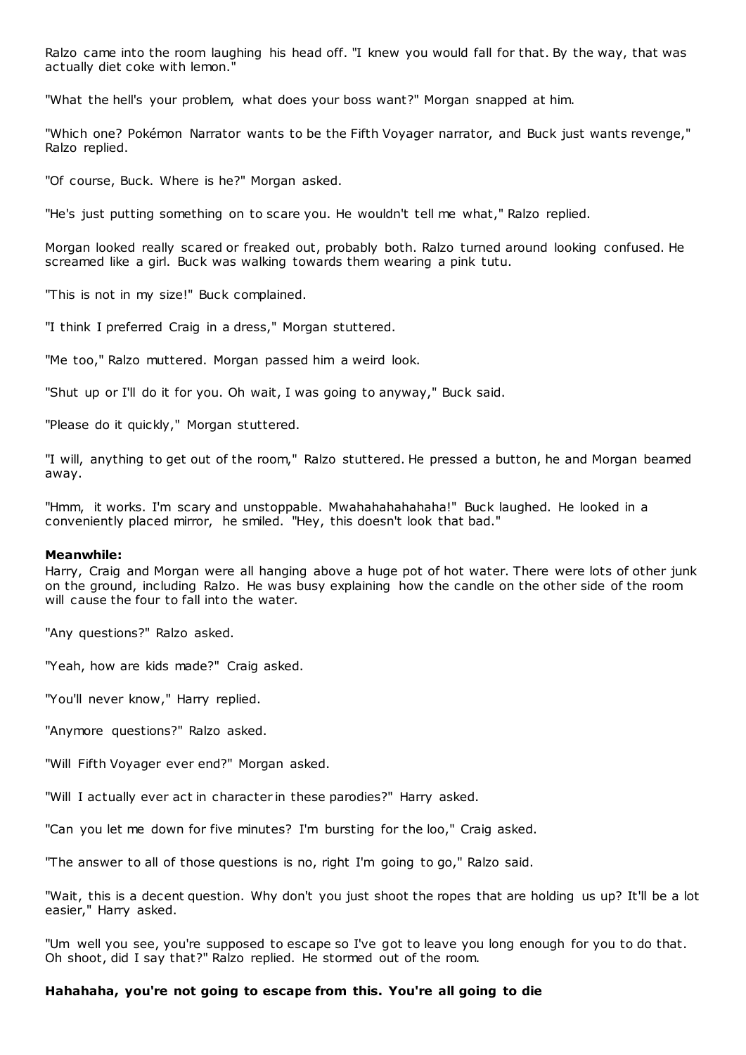Ralzo came into the room laughing his head off. "I knew you would fall for that. By the way, that was actually diet coke with lemon."

"What the hell's your problem, what does your boss want?" Morgan snapped at him.

"Which one? Pokémon Narrator wants to be the Fifth Voyager narrator, and Buck just wants revenge," Ralzo replied.

"Of course, Buck. Where is he?" Morgan asked.

"He's just putting something on to scare you. He wouldn't tell me what," Ralzo replied.

Morgan looked really scared or freaked out, probably both. Ralzo turned around looking confused. He screamed like a girl. Buck was walking towards them wearing a pink tutu.

"This is not in my size!" Buck complained.

"I think I preferred Craig in a dress," Morgan stuttered.

"Me too," Ralzo muttered. Morgan passed him a weird look.

"Shut up or I'll do it for you. Oh wait, I was going to anyway," Buck said.

"Please do it quickly," Morgan stuttered.

"I will, anything to get out of the room," Ralzo stuttered. He pressed a button, he and Morgan beamed away.

"Hmm, it works. I'm scary and unstoppable. Mwahahahahahaha!" Buck laughed. He looked in a conveniently placed mirror, he smiled. "Hey, this doesn't look that bad."

**Meanwhile:**

Harry, Craig and Morgan were all hanging above a huge pot of hot water. There were lots of other junk on the ground, including Ralzo. He was busy explaining how the candle on the other side of the room will cause the four to fall into the water.

"Any questions?" Ralzo asked.

"Yeah, how are kids made?" Craig asked.

"You'll never know," Harry replied.

"Anymore questions?" Ralzo asked.

"Will Fifth Voyager ever end?" Morgan asked.

"Will I actually ever act in character in these parodies?" Harry asked.

"Can you let me down for five minutes? I'm bursting for the loo," Craig asked.

"The answer to all of those questions is no, right I'm going to go," Ralzo said.

"Wait, this is a decent question. Why don't you just shoot the ropes that are holding us up? It'll be a lot easier," Harry asked.

"Um well you see, you're supposed to escape so I've got to leave you long enough for you to do that. Oh shoot, did I say that?" Ralzo replied. He stormed out of the room.

**Hahahaha, you're not going to escape from this. You're all going to die**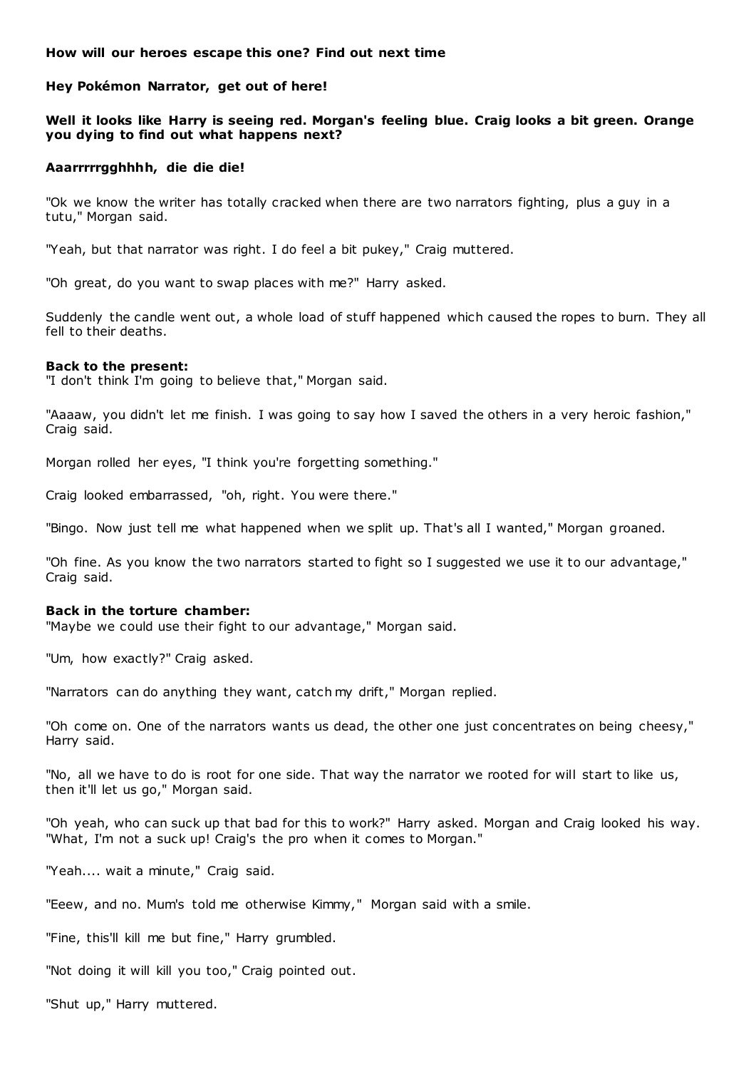**How will our heroes escape this one? Find out next time**

**Hey Pokémon Narrator, get out of here!**

**Well it looks like Harry is seeing red. Morgan's feeling blue. Craig looks a bit green. Orange you dying to find out what happens next?**

**Aaarrrrrgghhhh, die die die!**

"Ok we know the writer has totally cracked when there are two narrators fighting, plus a guy in a tutu," Morgan said.

"Yeah, but that narrator was right. I do feel a bit pukey," Craig muttered.

"Oh great, do you want to swap places with me?" Harry asked.

Suddenly the candle went out, a whole load of stuff happened which caused the ropes to burn. They all fell to their deaths.

**Back to the present:**
"I don't think I'm going to believe that," Morgan said.

"Aaaaw, you didn't let me finish. I was going to say how I saved the others in a very heroic fashion," Craig said.

Morgan rolled her eyes, "I think you're forgetting something."

Craig looked embarrassed, "oh, right. You were there."

"Bingo. Now just tell me what happened when we split up. That's all I wanted," Morgan groaned.

"Oh fine. As you know the two narrators started to fight so I suggested we use it to our advantage," Craig said.

**Back in the torture chamber:**
"Maybe we could use their fight to our advantage," Morgan said.

"Um, how exactly?" Craig asked.

"Narrators can do anything they want, catch my drift," Morgan replied.

"Oh come on. One of the narrators wants us dead, the other one just concentrates on being cheesy," Harry said.

"No, all we have to do is root for one side. That way the narrator we rooted for will start to like us, then it'll let us go," Morgan said.

"Oh yeah, who can suck up that bad for this to work?" Harry asked. Morgan and Craig looked his way. "What, I'm not a suck up! Craig's the pro when it comes to Morgan."

"Yeah.... wait a minute," Craig said.

"Eeew, and no. Mum's told me otherwise Kimmy," Morgan said with a smile.

"Fine, this'll kill me but fine," Harry grumbled.

"Not doing it will kill you too," Craig pointed out.

"Shut up," Harry muttered.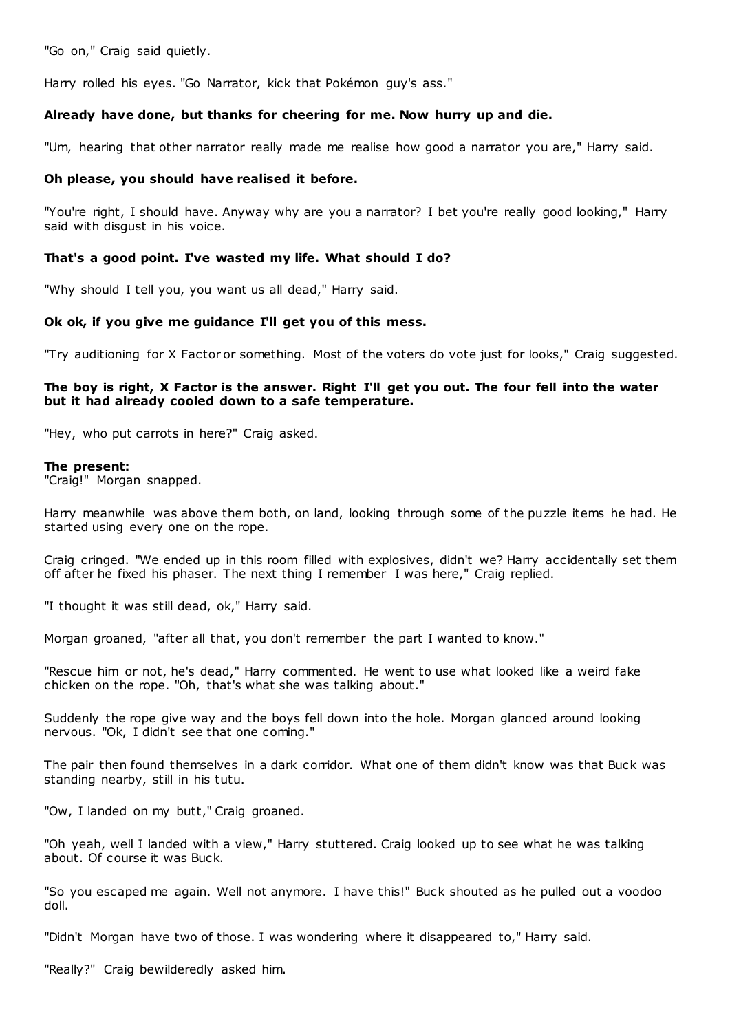"Go on," Craig said quietly.

Harry rolled his eyes. "Go Narrator, kick that Pokémon guy's ass."

**Already have done, but thanks for cheering for me. Now hurry up and die.**

"Um, hearing that other narrator really made me realise how good a narrator you are," Harry said.

**Oh please, you should have realised it before.**

"You're right, I should have. Anyway why are you a narrator? I bet you're really good looking," Harry said with disgust in his voice.

**That's a good point. I've wasted my life. What should I do?**

"Why should I tell you, you want us all dead," Harry said.

**Ok ok, if you give me guidance I'll get you of this mess.**

"Try auditioning for X Factor or something. Most of the voters do vote just for looks," Craig suggested.

**The boy is right, X Factor is the answer. Right I'll get you out. The four fell into the water but it had already cooled down to a safe temperature.**

"Hey, who put carrots in here?" Craig asked.

**The present:**
"Craig!" Morgan snapped.

Harry meanwhile was above them both, on land, looking through some of the puzzle items he had. He started using every one on the rope.

Craig cringed. "We ended up in this room filled with explosives, didn't we? Harry accidentally set them off after he fixed his phaser. The next thing I remember I was here," Craig replied.

"I thought it was still dead, ok," Harry said.

Morgan groaned, "after all that, you don't remember the part I wanted to know."

"Rescue him or not, he's dead," Harry commented. He went to use what looked like a weird fake chicken on the rope. "Oh, that's what she was talking about."

Suddenly the rope give way and the boys fell down into the hole. Morgan glanced around looking nervous. "Ok, I didn't see that one coming."

The pair then found themselves in a dark corridor. What one of them didn't know was that Buck was standing nearby, still in his tutu.

"Ow, I landed on my butt," Craig groaned.

"Oh yeah, well I landed with a view," Harry stuttered. Craig looked up to see what he was talking about. Of course it was Buck.

"So you escaped me again. Well not anymore. I have this!" Buck shouted as he pulled out a voodoo doll.

"Didn't Morgan have two of those. I was wondering where it disappeared to," Harry said.

"Really?" Craig bewilderedly asked him.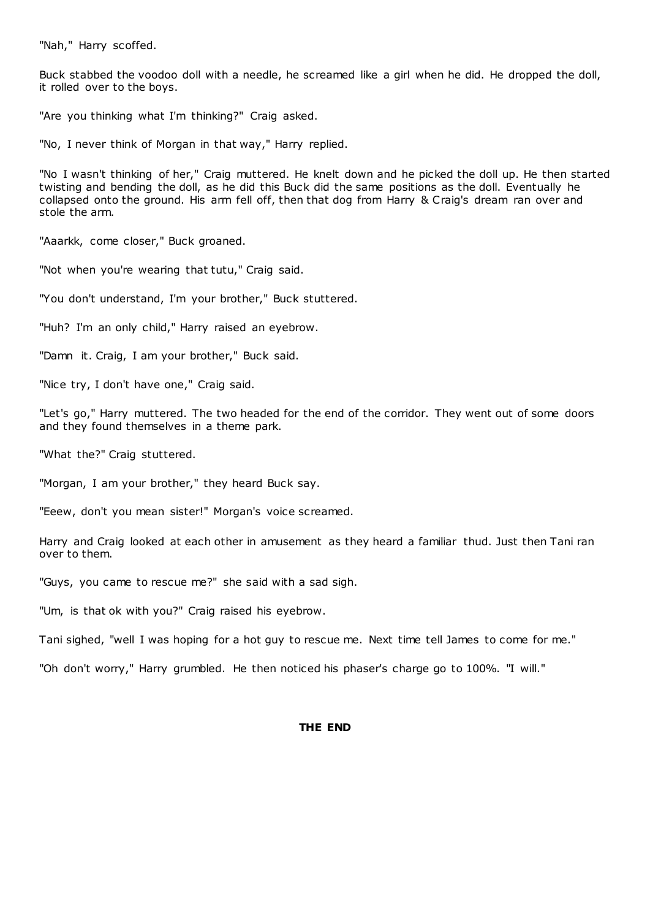"Nah," Harry scoffed.

Buck stabbed the voodoo doll with a needle, he screamed like a girl when he did. He dropped the doll, it rolled over to the boys.

"Are you thinking what I'm thinking?" Craig asked.

"No, I never think of Morgan in that way," Harry replied.

"No I wasn't thinking of her," Craig muttered. He knelt down and he picked the doll up. He then started twisting and bending the doll, as he did this Buck did the same positions as the doll. Eventually he collapsed onto the ground. His arm fell off, then that dog from Harry & Craig's dream ran over and stole the arm.

"Aaarkk, come closer," Buck groaned.

"Not when you're wearing that tutu," Craig said.

"You don't understand, I'm your brother," Buck stuttered.

"Huh? I'm an only child," Harry raised an eyebrow.

"Damn it. Craig, I am your brother," Buck said.

"Nice try, I don't have one," Craig said.

"Let's go," Harry muttered. The two headed for the end of the corridor. They went out of some doors and they found themselves in a theme park.

"What the?" Craig stuttered.

"Morgan, I am your brother," they heard Buck say.

"Eeew, don't you mean sister!" Morgan's voice screamed.

Harry and Craig looked at each other in amusement as they heard a familiar thud. Just then Tani ran over to them.

"Guys, you came to rescue me?" she said with a sad sigh.

"Um, is that ok with you?" Craig raised his eyebrow.

Tani sighed, "well I was hoping for a hot guy to rescue me. Next time tell James to come for me."

"Oh don't worry," Harry grumbled. He then noticed his phaser's charge go to 100%. "I will."

**THE END**